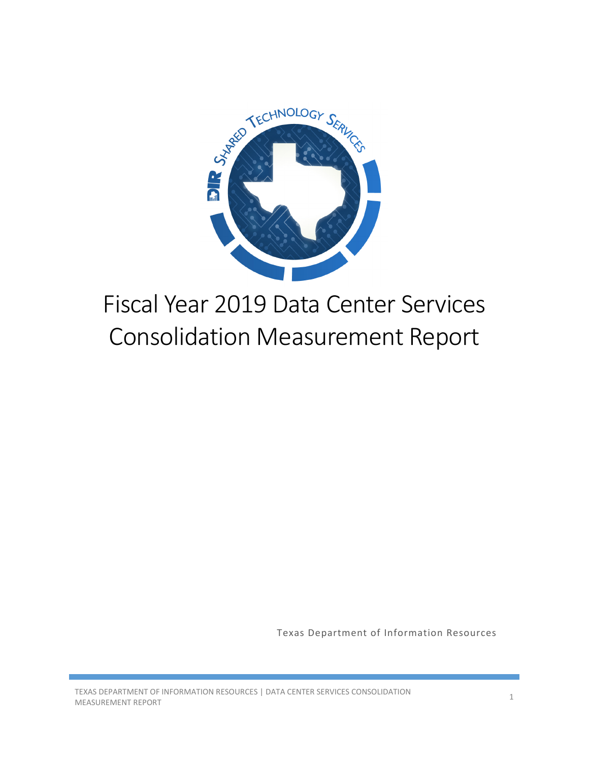# Fiscal Year 2019 Data Center Services Consolidation Measurement Report

Texas Department of Information Resources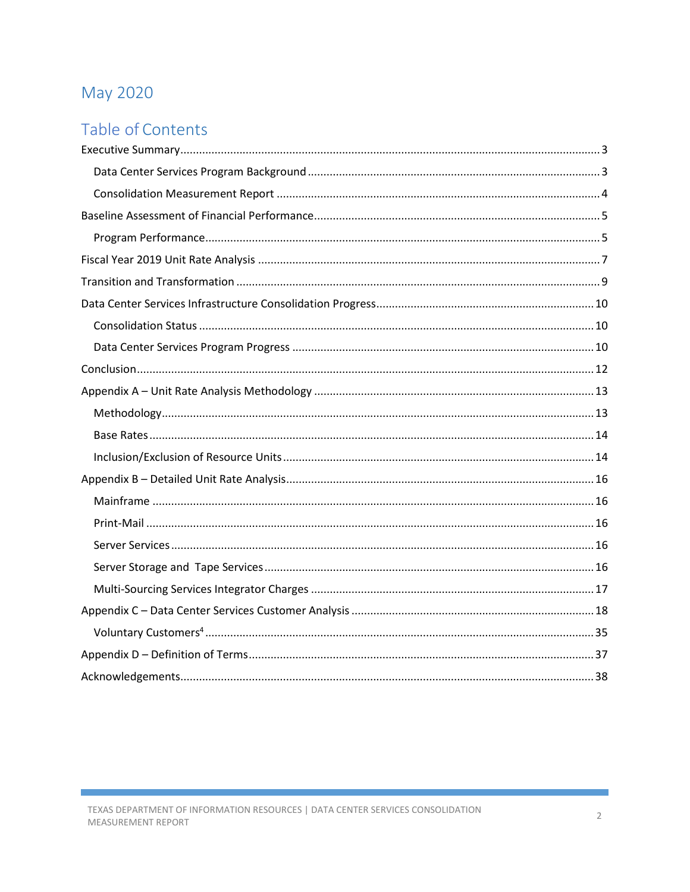May 2020

# Table of Contents

Executive Summary .......... 3

- Data Center Services Program Background .......... 3
- Consolidation Measurement Report .......... 4

Baseline Assessment of Financial Performance .......... 5

- Program Performance .......... 5

Fiscal Year 2019 Unit Rate Analysis .......... 7

Transition and Transformation .......... 9

Data Center Services Infrastructure Consolidation Progress .......... 10

- Consolidation Status .......... 10
- Data Center Services Program Progress .......... 10

Conclusion .......... 12

Appendix A – Unit Rate Analysis Methodology .......... 13

- Methodology .......... 13
- Base Rates .......... 14
- Inclusion/Exclusion of Resource Units .......... 14

Appendix B – Detailed Unit Rate Analysis .......... 16

- Mainframe .......... 16
- Print-Mail .......... 16
- Server Services .......... 16
- Server Storage and Tape Services .......... 16
- Multi-Sourcing Services Integrator Charges .......... 17

Appendix C – Data Center Services Customer Analysis .......... 18

- Voluntary Customers[4] .......... 35

Appendix D – Definition of Terms .......... 37

Acknowledgements .......... 38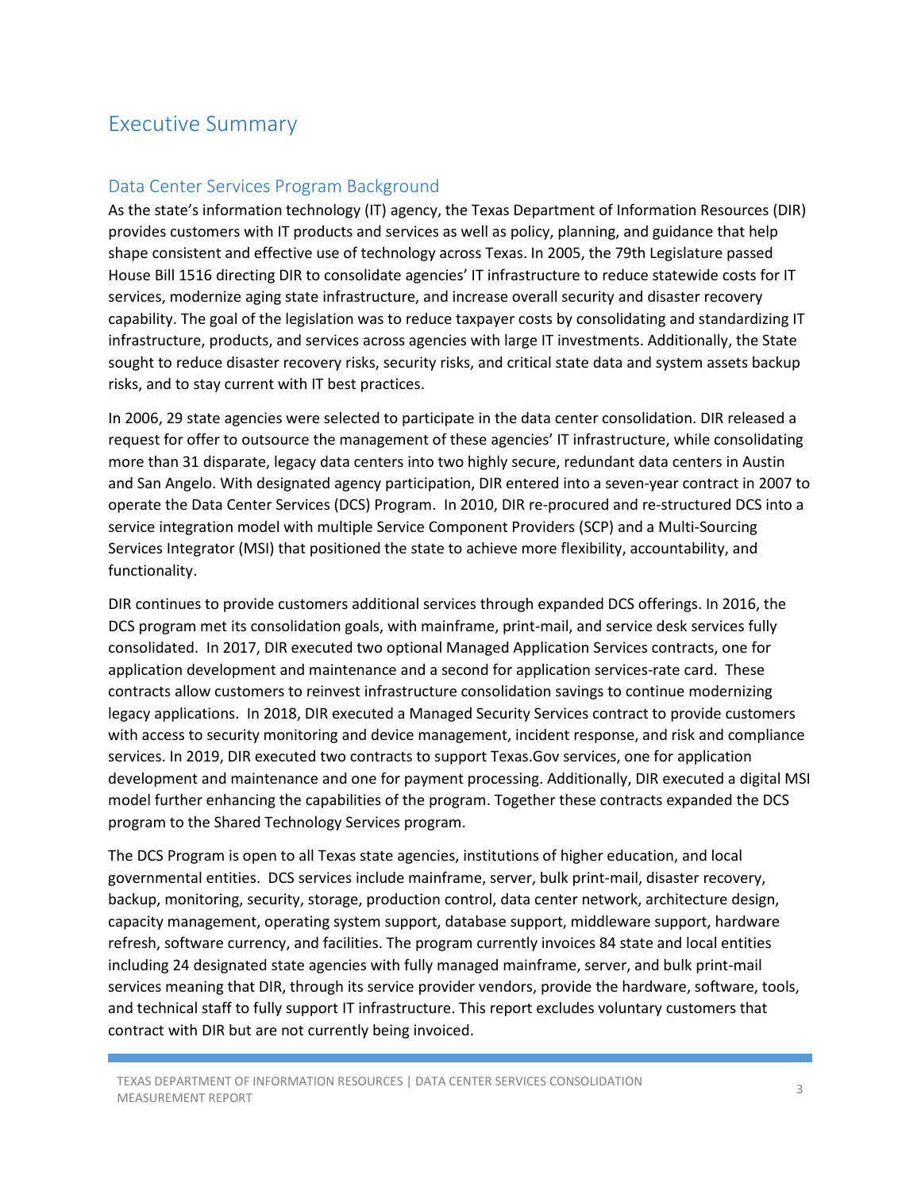# Executive Summary

## Data Center Services Program Background

As the state's information technology (IT) agency, the Texas Department of Information Resources (DIR) provides customers with IT products and services as well as policy, planning, and guidance that help shape consistent and effective use of technology across Texas. In 2005, the 79th Legislature passed House Bill 1516 directing DIR to consolidate agencies' IT infrastructure to reduce statewide costs for IT services, modernize aging state infrastructure, and increase overall security and disaster recovery capability. The goal of the legislation was to reduce taxpayer costs by consolidating and standardizing IT infrastructure, products, and services across agencies with large IT investments. Additionally, the State sought to reduce disaster recovery risks, security risks, and critical state data and system assets backup risks, and to stay current with IT best practices.

In 2006, 29 state agencies were selected to participate in the data center consolidation. DIR released a request for offer to outsource the management of these agencies' IT infrastructure, while consolidating more than 31 disparate, legacy data centers into two highly secure, redundant data centers in Austin and San Angelo. With designated agency participation, DIR entered into a seven-year contract in 2007 to operate the Data Center Services (DCS) Program. In 2010, DIR re-procured and re-structured DCS into a service integration model with multiple Service Component Providers (SCP) and a Multi-Sourcing Services Integrator (MSI) that positioned the state to achieve more flexibility, accountability, and functionality.

DIR continues to provide customers additional services through expanded DCS offerings. In 2016, the DCS program met its consolidation goals, with mainframe, print-mail, and service desk services fully consolidated. In 2017, DIR executed two optional Managed Application Services contracts, one for application development and maintenance and a second for application services-rate card. These contracts allow customers to reinvest infrastructure consolidation savings to continue modernizing legacy applications. In 2018, DIR executed a Managed Security Services contract to provide customers with access to security monitoring and device management, incident response, and risk and compliance services. In 2019, DIR executed two contracts to support Texas.Gov services, one for application development and maintenance and one for payment processing. Additionally, DIR executed a digital MSI model further enhancing the capabilities of the program. Together these contracts expanded the DCS program to the Shared Technology Services program.

The DCS Program is open to all Texas state agencies, institutions of higher education, and local governmental entities. DCS services include mainframe, server, bulk print-mail, disaster recovery, backup, monitoring, security, storage, production control, data center network, architecture design, capacity management, operating system support, database support, middleware support, hardware refresh, software currency, and facilities. The program currently invoices 84 state and local entities including 24 designated state agencies with fully managed mainframe, server, and bulk print-mail services meaning that DIR, through its service provider vendors, provide the hardware, software, tools, and technical staff to fully support IT infrastructure. This report excludes voluntary customers that contract with DIR but are not currently being invoiced.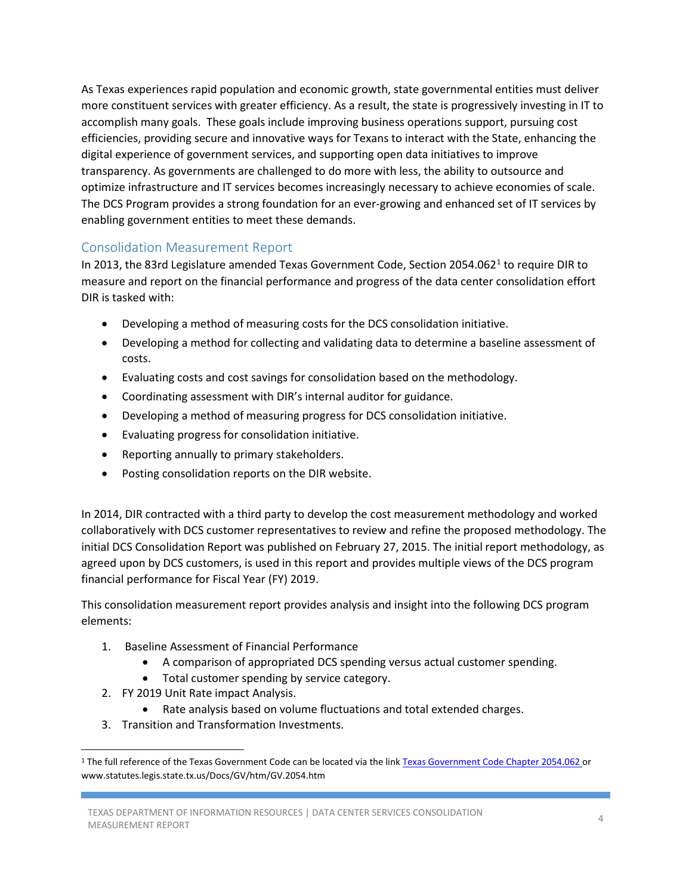As Texas experiences rapid population and economic growth, state governmental entities must deliver more constituent services with greater efficiency. As a result, the state is progressively investing in IT to accomplish many goals. These goals include improving business operations support, pursuing cost efficiencies, providing secure and innovative ways for Texans to interact with the State, enhancing the digital experience of government services, and supporting open data initiatives to improve transparency. As governments are challenged to do more with less, the ability to outsource and optimize infrastructure and IT services becomes increasingly necessary to achieve economies of scale. The DCS Program provides a strong foundation for an ever-growing and enhanced set of IT services by enabling government entities to meet these demands.

## Consolidation Measurement Report

In 2013, the 83rd Legislature amended Texas Government Code, Section 2054.062[1] to require DIR to measure and report on the financial performance and progress of the data center consolidation effort DIR is tasked with:

- Developing a method of measuring costs for the DCS consolidation initiative.
- Developing a method for collecting and validating data to determine a baseline assessment of costs.
- Evaluating costs and cost savings for consolidation based on the methodology.
- Coordinating assessment with DIR's internal auditor for guidance.
- Developing a method of measuring progress for DCS consolidation initiative.
- Evaluating progress for consolidation initiative.
- Reporting annually to primary stakeholders.
- Posting consolidation reports on the DIR website.

In 2014, DIR contracted with a third party to develop the cost measurement methodology and worked collaboratively with DCS customer representatives to review and refine the proposed methodology. The initial DCS Consolidation Report was published on February 27, 2015. The initial report methodology, as agreed upon by DCS customers, is used in this report and provides multiple views of the DCS program financial performance for Fiscal Year (FY) 2019.

This consolidation measurement report provides analysis and insight into the following DCS program elements:

1. Baseline Assessment of Financial Performance
   - A comparison of appropriated DCS spending versus actual customer spending.
   - Total customer spending by service category.
2. FY 2019 Unit Rate impact Analysis.
   - Rate analysis based on volume fluctuations and total extended charges.
3. Transition and Transformation Investments.

[1] The full reference of the Texas Government Code can be located via the link Texas Government Code Chapter 2054.062 or www.statutes.legis.state.tx.us/Docs/GV/htm/GV.2054.htm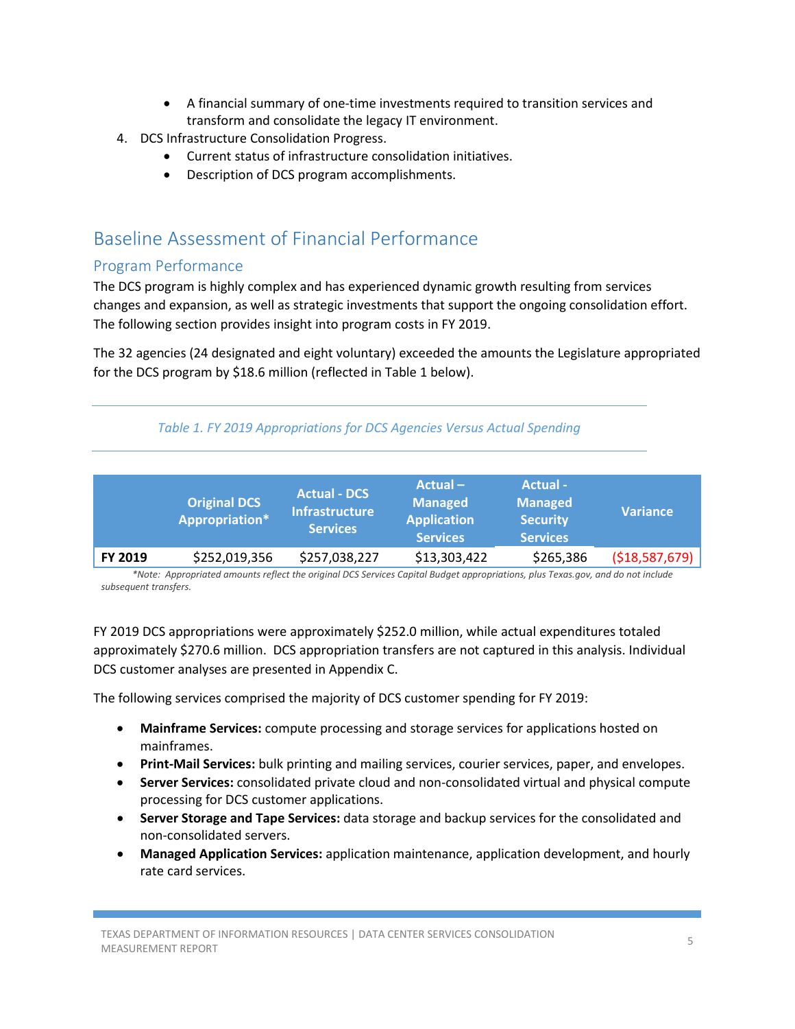- A financial summary of one-time investments required to transition services and transform and consolidate the legacy IT environment.
4. DCS Infrastructure Consolidation Progress.
    - Current status of infrastructure consolidation initiatives.
    - Description of DCS program accomplishments.

## Baseline Assessment of Financial Performance

### Program Performance

The DCS program is highly complex and has experienced dynamic growth resulting from services changes and expansion, as well as strategic investments that support the ongoing consolidation effort. The following section provides insight into program costs in FY 2019.

The 32 agencies (24 designated and eight voluntary) exceeded the amounts the Legislature appropriated for the DCS program by $18.6 million (reflected in Table 1 below).

*Table 1. FY 2019 Appropriations for DCS Agencies Versus Actual Spending*

| | Original DCS Appropriation* | Actual - DCS Infrastructure Services | Actual – Managed Application Services | Actual - Managed Security Services | Variance |
|---|---|---|---|---|---|
| **FY 2019** | $252,019,356 | $257,038,227 | $13,303,422 | $265,386 | ($18,587,679) |

*\*Note: Appropriated amounts reflect the original DCS Services Capital Budget appropriations, plus Texas.gov, and do not include subsequent transfers.*

FY 2019 DCS appropriations were approximately $252.0 million, while actual expenditures totaled approximately $270.6 million. DCS appropriation transfers are not captured in this analysis. Individual DCS customer analyses are presented in Appendix C.

The following services comprised the majority of DCS customer spending for FY 2019:

- **Mainframe Services:** compute processing and storage services for applications hosted on mainframes.
- **Print-Mail Services:** bulk printing and mailing services, courier services, paper, and envelopes.
- **Server Services:** consolidated private cloud and non-consolidated virtual and physical compute processing for DCS customer applications.
- **Server Storage and Tape Services:** data storage and backup services for the consolidated and non-consolidated servers.
- **Managed Application Services:** application maintenance, application development, and hourly rate card services.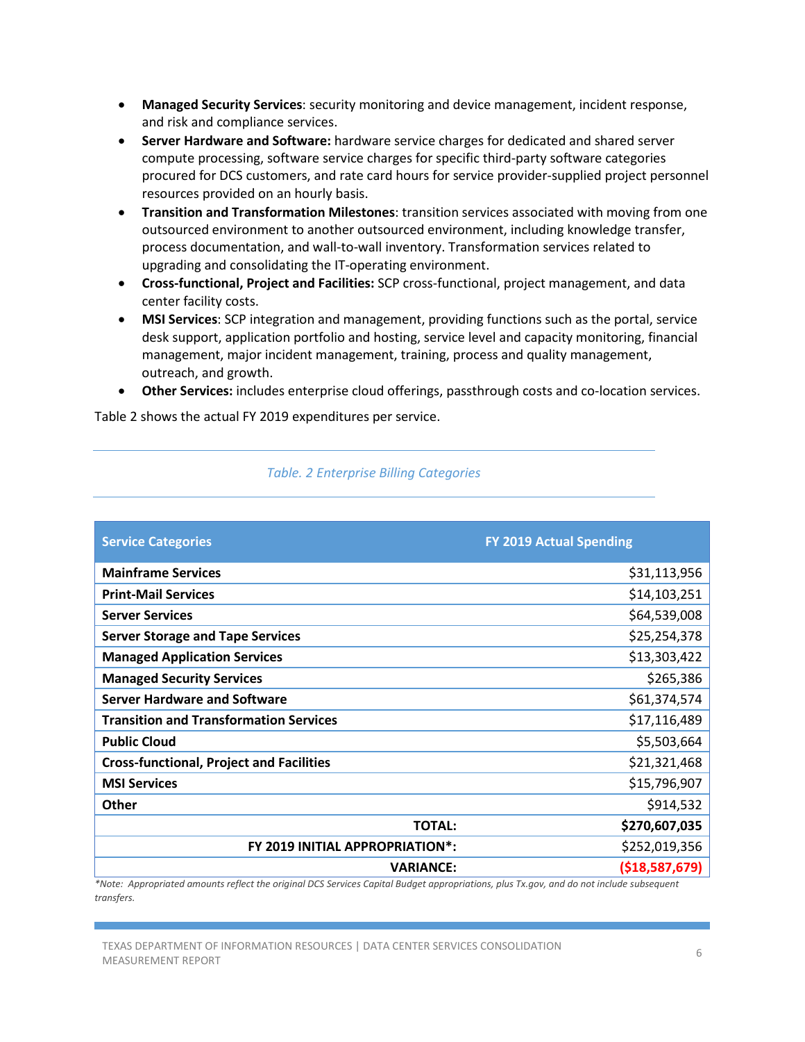- **Managed Security Services**: security monitoring and device management, incident response, and risk and compliance services.
- **Server Hardware and Software:** hardware service charges for dedicated and shared server compute processing, software service charges for specific third-party software categories procured for DCS customers, and rate card hours for service provider-supplied project personnel resources provided on an hourly basis.
- **Transition and Transformation Milestones**: transition services associated with moving from one outsourced environment to another outsourced environment, including knowledge transfer, process documentation, and wall-to-wall inventory. Transformation services related to upgrading and consolidating the IT-operating environment.
- **Cross-functional, Project and Facilities:** SCP cross-functional, project management, and data center facility costs.
- **MSI Services**: SCP integration and management, providing functions such as the portal, service desk support, application portfolio and hosting, service level and capacity monitoring, financial management, major incident management, training, process and quality management, outreach, and growth.
- **Other Services:** includes enterprise cloud offerings, passthrough costs and co-location services.

Table 2 shows the actual FY 2019 expenditures per service.

*Table. 2 Enterprise Billing Categories*

| Service Categories | FY 2019 Actual Spending |
|---|---:|
| **Mainframe Services** | $31,113,956 |
| **Print-Mail Services** | $14,103,251 |
| **Server Services** | $64,539,008 |
| **Server Storage and Tape Services** | $25,254,378 |
| **Managed Application Services** | $13,303,422 |
| **Managed Security Services** | $265,386 |
| **Server Hardware and Software** | $61,374,574 |
| **Transition and Transformation Services** | $17,116,489 |
| **Public Cloud** | $5,503,664 |
| **Cross-functional, Project and Facilities** | $21,321,468 |
| **MSI Services** | $15,796,907 |
| **Other** | $914,532 |
| **TOTAL:** | **$270,607,035** |
| **FY 2019 INITIAL APPROPRIATION*:** | $252,019,356 |
| **VARIANCE:** | **($18,587,679)** |

*Note: Appropriated amounts reflect the original DCS Services Capital Budget appropriations, plus Tx.gov, and do not include subsequent transfers.*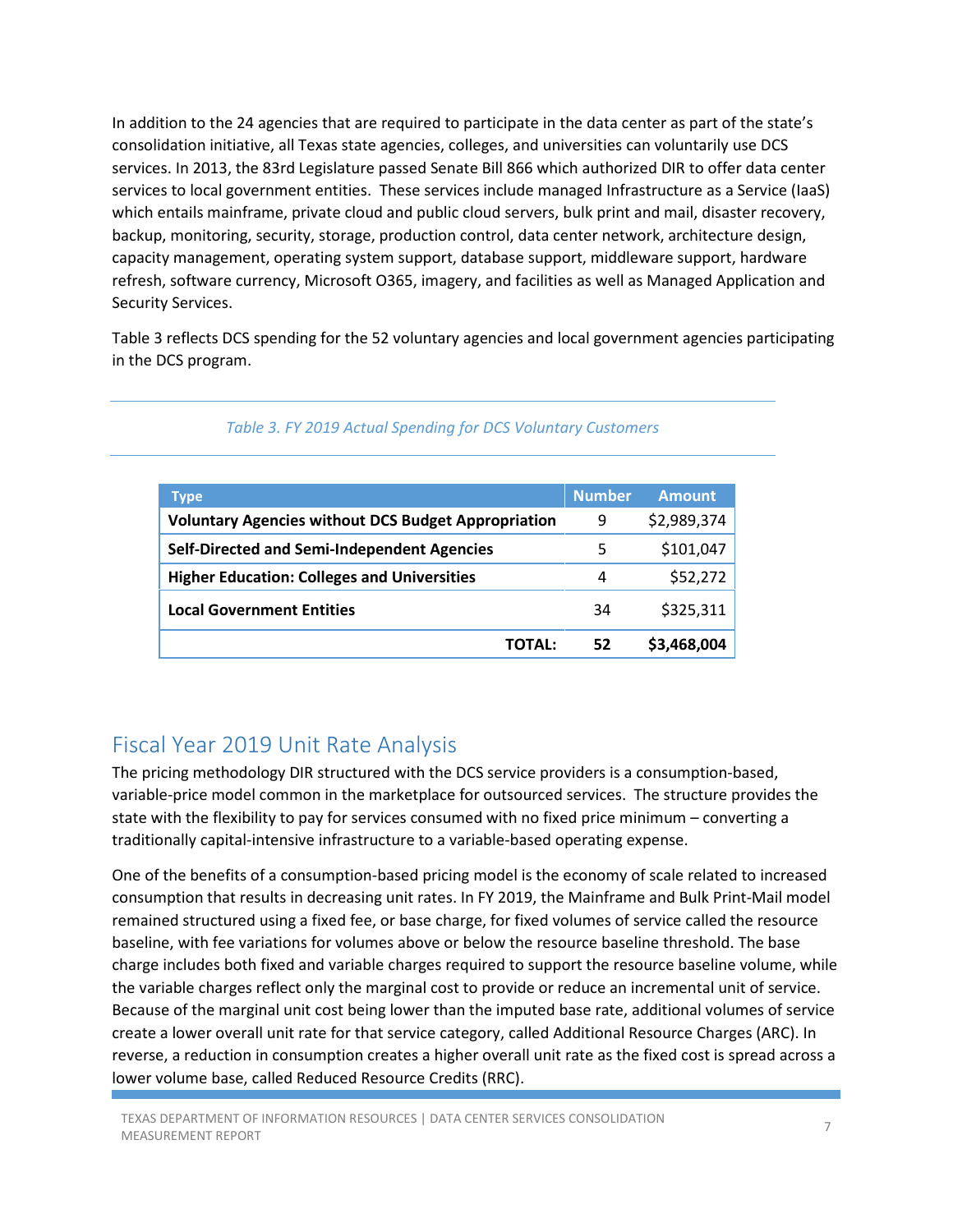In addition to the 24 agencies that are required to participate in the data center as part of the state's consolidation initiative, all Texas state agencies, colleges, and universities can voluntarily use DCS services. In 2013, the 83rd Legislature passed Senate Bill 866 which authorized DIR to offer data center services to local government entities. These services include managed Infrastructure as a Service (IaaS) which entails mainframe, private cloud and public cloud servers, bulk print and mail, disaster recovery, backup, monitoring, security, storage, production control, data center network, architecture design, capacity management, operating system support, database support, middleware support, hardware refresh, software currency, Microsoft O365, imagery, and facilities as well as Managed Application and Security Services.

Table 3 reflects DCS spending for the 52 voluntary agencies and local government agencies participating in the DCS program.

*Table 3. FY 2019 Actual Spending for DCS Voluntary Customers*

| Type | Number | Amount |
|---|---|---|
| **Voluntary Agencies without DCS Budget Appropriation** | 9 | $2,989,374 |
| **Self-Directed and Semi-Independent Agencies** | 5 | $101,047 |
| **Higher Education: Colleges and Universities** | 4 | $52,272 |
| **Local Government Entities** | 34 | $325,311 |
| **TOTAL:** | **52** | **$3,468,004** |

## Fiscal Year 2019 Unit Rate Analysis

The pricing methodology DIR structured with the DCS service providers is a consumption-based, variable-price model common in the marketplace for outsourced services. The structure provides the state with the flexibility to pay for services consumed with no fixed price minimum – converting a traditionally capital-intensive infrastructure to a variable-based operating expense.

One of the benefits of a consumption-based pricing model is the economy of scale related to increased consumption that results in decreasing unit rates. In FY 2019, the Mainframe and Bulk Print-Mail model remained structured using a fixed fee, or base charge, for fixed volumes of service called the resource baseline, with fee variations for volumes above or below the resource baseline threshold. The base charge includes both fixed and variable charges required to support the resource baseline volume, while the variable charges reflect only the marginal cost to provide or reduce an incremental unit of service. Because of the marginal unit cost being lower than the imputed base rate, additional volumes of service create a lower overall unit rate for that service category, called Additional Resource Charges (ARC). In reverse, a reduction in consumption creates a higher overall unit rate as the fixed cost is spread across a lower volume base, called Reduced Resource Credits (RRC).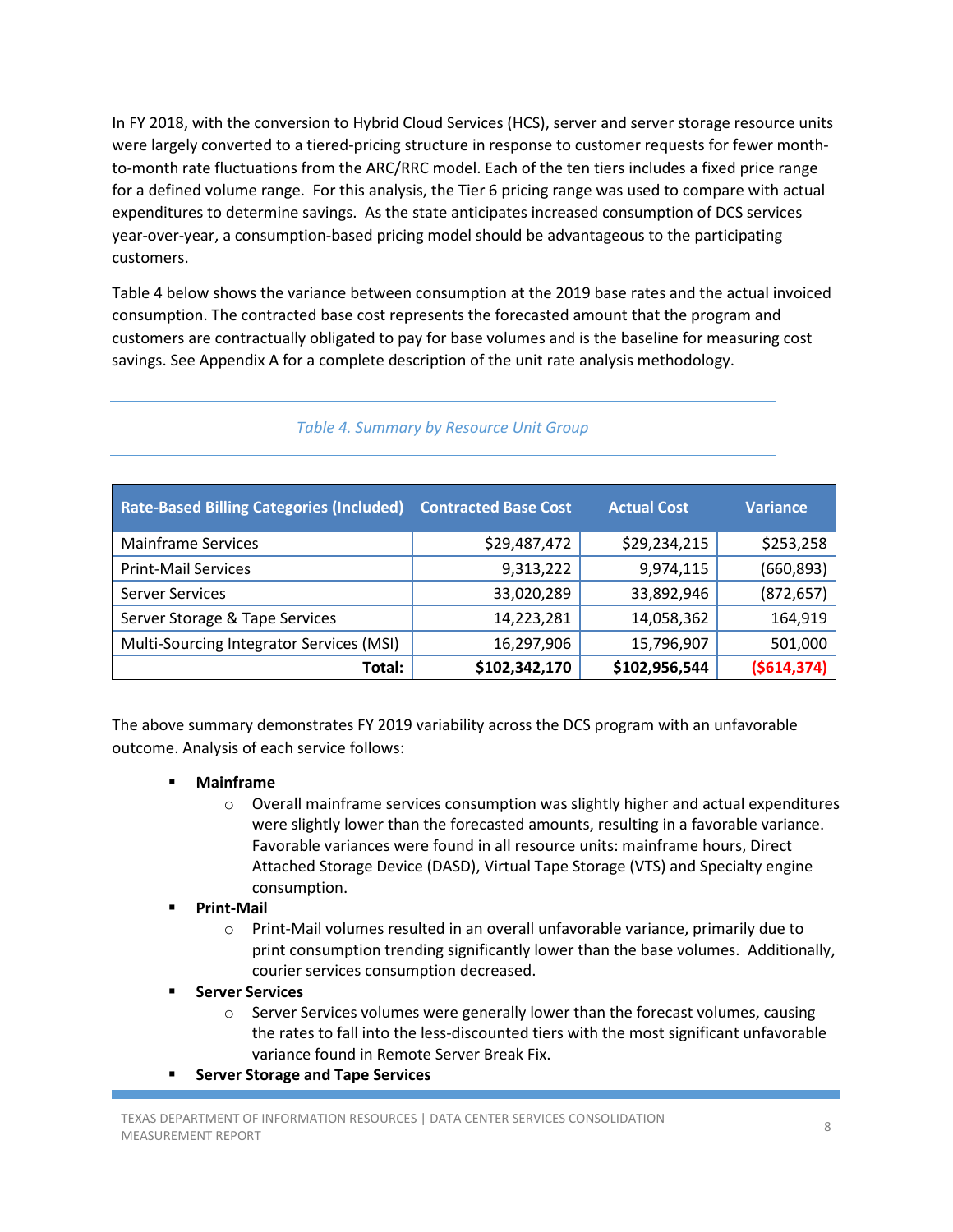In FY 2018, with the conversion to Hybrid Cloud Services (HCS), server and server storage resource units were largely converted to a tiered-pricing structure in response to customer requests for fewer month-to-month rate fluctuations from the ARC/RRC model. Each of the ten tiers includes a fixed price range for a defined volume range. For this analysis, the Tier 6 pricing range was used to compare with actual expenditures to determine savings. As the state anticipates increased consumption of DCS services year-over-year, a consumption-based pricing model should be advantageous to the participating customers.

Table 4 below shows the variance between consumption at the 2019 base rates and the actual invoiced consumption. The contracted base cost represents the forecasted amount that the program and customers are contractually obligated to pay for base volumes and is the baseline for measuring cost savings. See Appendix A for a complete description of the unit rate analysis methodology.

*Table 4. Summary by Resource Unit Group*

| Rate-Based Billing Categories (Included) | Contracted Base Cost | Actual Cost | Variance |
|---|---:|---:|---:|
| Mainframe Services | $29,487,472 | $29,234,215 | $253,258 |
| Print-Mail Services | 9,313,222 | 9,974,115 | (660,893) |
| Server Services | 33,020,289 | 33,892,946 | (872,657) |
| Server Storage & Tape Services | 14,223,281 | 14,058,362 | 164,919 |
| Multi-Sourcing Integrator Services (MSI) | 16,297,906 | 15,796,907 | 501,000 |
| **Total:** | **$102,342,170** | **$102,956,544** | **($614,374)** |

The above summary demonstrates FY 2019 variability across the DCS program with an unfavorable outcome. Analysis of each service follows:

- **Mainframe**
  - Overall mainframe services consumption was slightly higher and actual expenditures were slightly lower than the forecasted amounts, resulting in a favorable variance. Favorable variances were found in all resource units: mainframe hours, Direct Attached Storage Device (DASD), Virtual Tape Storage (VTS) and Specialty engine consumption.
- **Print-Mail**
  - Print-Mail volumes resulted in an overall unfavorable variance, primarily due to print consumption trending significantly lower than the base volumes. Additionally, courier services consumption decreased.
- **Server Services**
  - Server Services volumes were generally lower than the forecast volumes, causing the rates to fall into the less-discounted tiers with the most significant unfavorable variance found in Remote Server Break Fix.
- **Server Storage and Tape Services**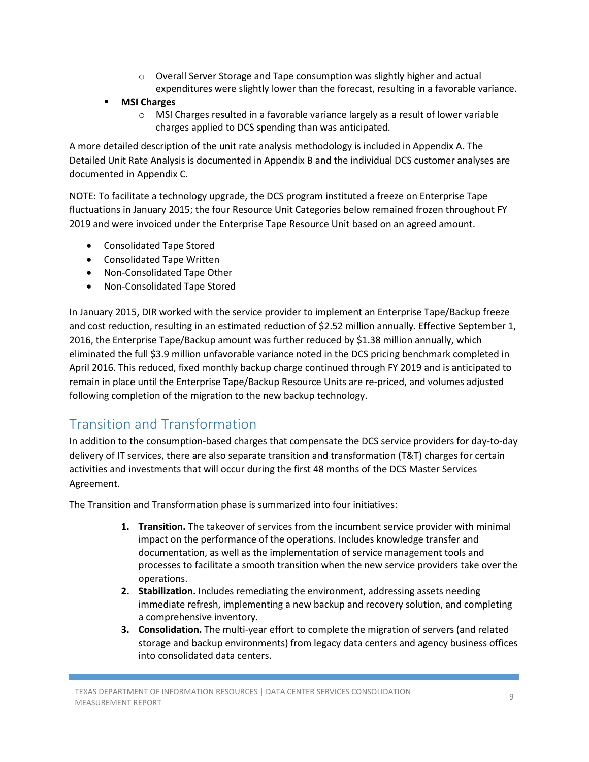- Overall Server Storage and Tape consumption was slightly higher and actual expenditures were slightly lower than the forecast, resulting in a favorable variance.
- **MSI Charges**
    - MSI Charges resulted in a favorable variance largely as a result of lower variable charges applied to DCS spending than was anticipated.

A more detailed description of the unit rate analysis methodology is included in Appendix A. The Detailed Unit Rate Analysis is documented in Appendix B and the individual DCS customer analyses are documented in Appendix C.

NOTE: To facilitate a technology upgrade, the DCS program instituted a freeze on Enterprise Tape fluctuations in January 2015; the four Resource Unit Categories below remained frozen throughout FY 2019 and were invoiced under the Enterprise Tape Resource Unit based on an agreed amount.

- Consolidated Tape Stored
- Consolidated Tape Written
- Non-Consolidated Tape Other
- Non-Consolidated Tape Stored

In January 2015, DIR worked with the service provider to implement an Enterprise Tape/Backup freeze and cost reduction, resulting in an estimated reduction of $2.52 million annually. Effective September 1, 2016, the Enterprise Tape/Backup amount was further reduced by $1.38 million annually, which eliminated the full $3.9 million unfavorable variance noted in the DCS pricing benchmark completed in April 2016. This reduced, fixed monthly backup charge continued through FY 2019 and is anticipated to remain in place until the Enterprise Tape/Backup Resource Units are re-priced, and volumes adjusted following completion of the migration to the new backup technology.

## Transition and Transformation

In addition to the consumption-based charges that compensate the DCS service providers for day-to-day delivery of IT services, there are also separate transition and transformation (T&T) charges for certain activities and investments that will occur during the first 48 months of the DCS Master Services Agreement.

The Transition and Transformation phase is summarized into four initiatives:

1. **Transition.** The takeover of services from the incumbent service provider with minimal impact on the performance of the operations. Includes knowledge transfer and documentation, as well as the implementation of service management tools and processes to facilitate a smooth transition when the new service providers take over the operations.
2. **Stabilization.** Includes remediating the environment, addressing assets needing immediate refresh, implementing a new backup and recovery solution, and completing a comprehensive inventory.
3. **Consolidation.** The multi-year effort to complete the migration of servers (and related storage and backup environments) from legacy data centers and agency business offices into consolidated data centers.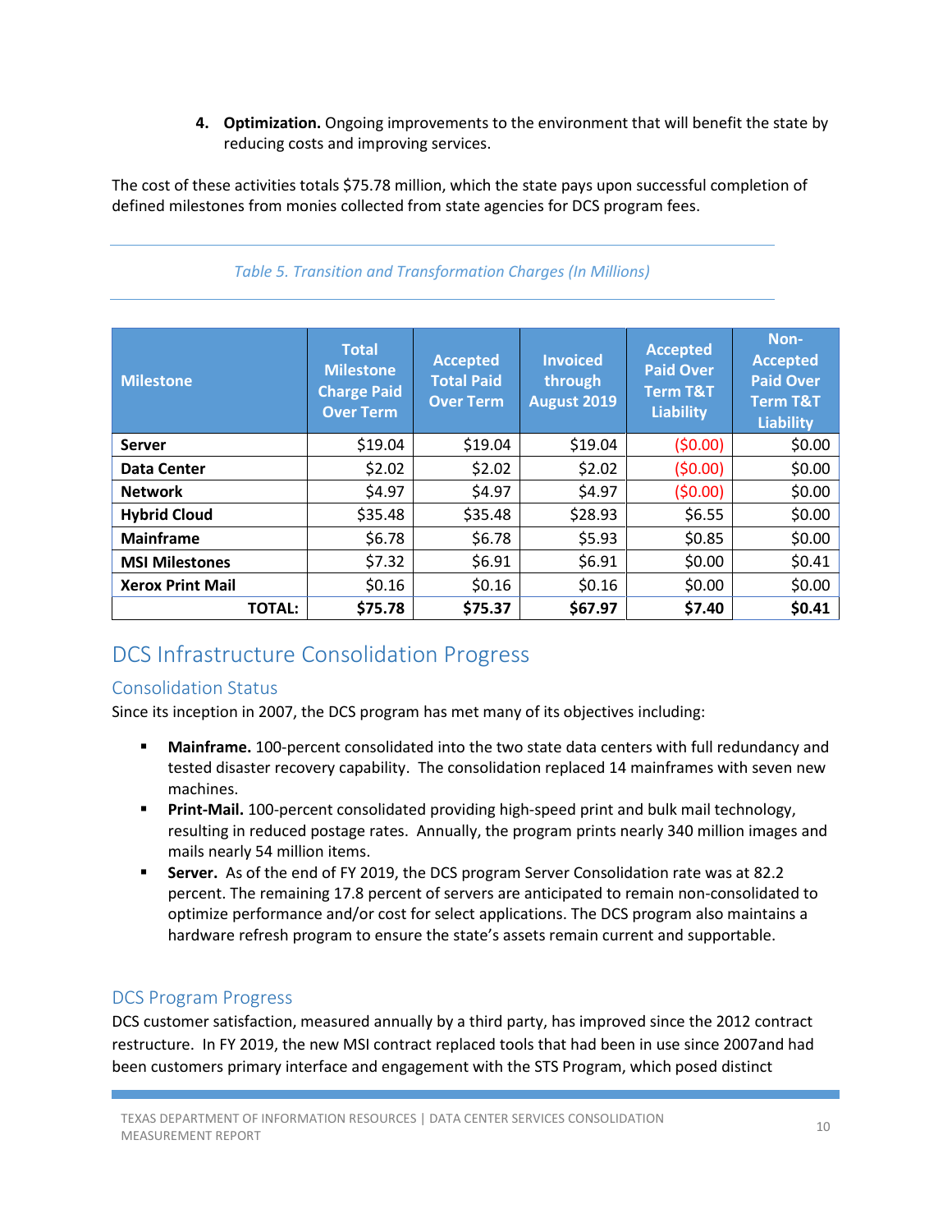4. **Optimization.** Ongoing improvements to the environment that will benefit the state by reducing costs and improving services.

The cost of these activities totals $75.78 million, which the state pays upon successful completion of defined milestones from monies collected from state agencies for DCS program fees.

*Table 5. Transition and Transformation Charges (In Millions)*

| Milestone | Total Milestone Charge Paid Over Term | Accepted Total Paid Over Term | Invoiced through August 2019 | Accepted Paid Over Term T&T Liability | Non-Accepted Paid Over Term T&T Liability |
|---|---|---|---|---|---|
| **Server** | $19.04 | $19.04 | $19.04 | ($0.00) | $0.00 |
| **Data Center** | $2.02 | $2.02 | $2.02 | ($0.00) | $0.00 |
| **Network** | $4.97 | $4.97 | $4.97 | ($0.00) | $0.00 |
| **Hybrid Cloud** | $35.48 | $35.48 | $28.93 | $6.55 | $0.00 |
| **Mainframe** | $6.78 | $6.78 | $5.93 | $0.85 | $0.00 |
| **MSI Milestones** | $7.32 | $6.91 | $6.91 | $0.00 | $0.41 |
| **Xerox Print Mail** | $0.16 | $0.16 | $0.16 | $0.00 | $0.00 |
| **TOTAL:** | **$75.78** | **$75.37** | **$67.97** | **$7.40** | **$0.41** |

## DCS Infrastructure Consolidation Progress

### Consolidation Status

Since its inception in 2007, the DCS program has met many of its objectives including:

- **Mainframe.** 100-percent consolidated into the two state data centers with full redundancy and tested disaster recovery capability. The consolidation replaced 14 mainframes with seven new machines.
- **Print-Mail.** 100-percent consolidated providing high-speed print and bulk mail technology, resulting in reduced postage rates. Annually, the program prints nearly 340 million images and mails nearly 54 million items.
- **Server.** As of the end of FY 2019, the DCS program Server Consolidation rate was at 82.2 percent. The remaining 17.8 percent of servers are anticipated to remain non-consolidated to optimize performance and/or cost for select applications. The DCS program also maintains a hardware refresh program to ensure the state's assets remain current and supportable.

### DCS Program Progress

DCS customer satisfaction, measured annually by a third party, has improved since the 2012 contract restructure. In FY 2019, the new MSI contract replaced tools that had been in use since 2007and had been customers primary interface and engagement with the STS Program, which posed distinct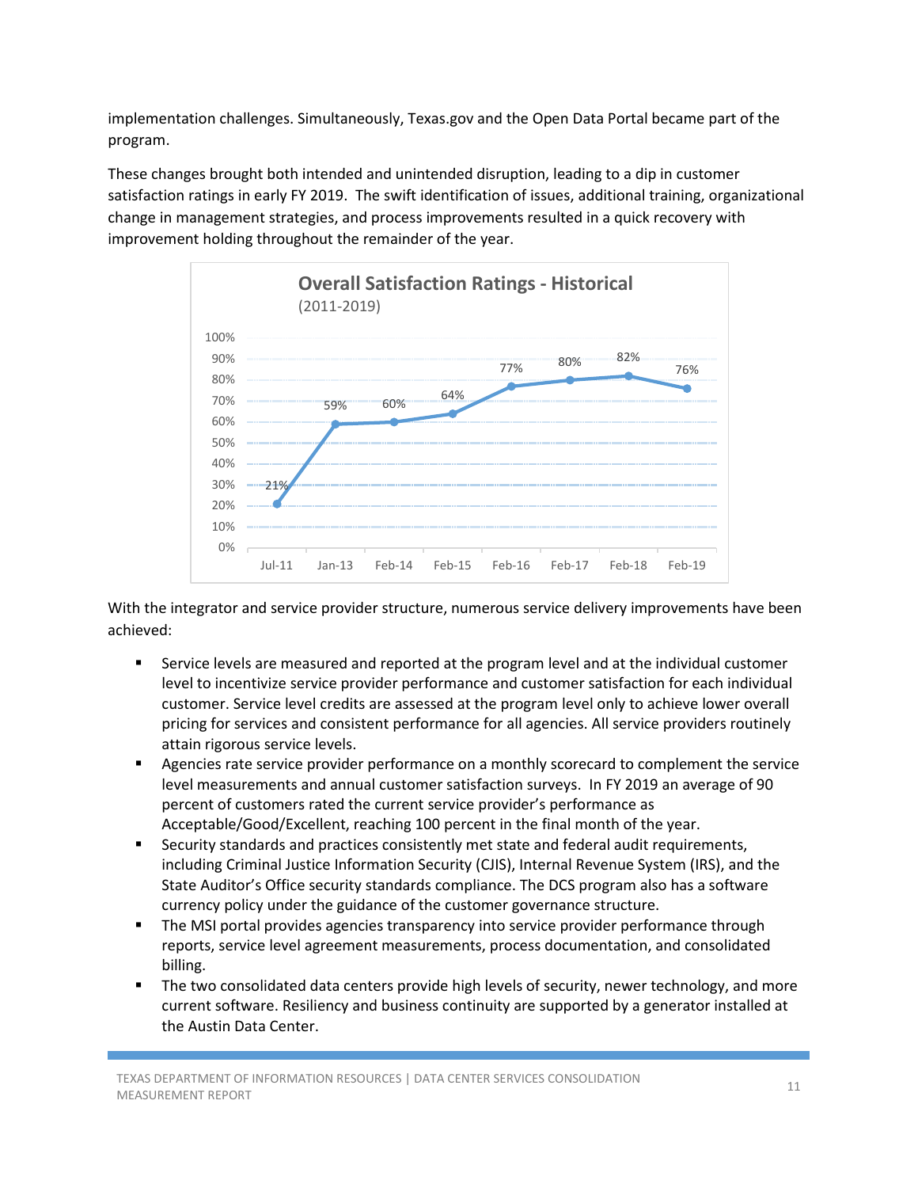implementation challenges. Simultaneously, Texas.gov and the Open Data Portal became part of the program.

These changes brought both intended and unintended disruption, leading to a dip in customer satisfaction ratings in early FY 2019. The swift identification of issues, additional training, organizational change in management strategies, and process improvements resulted in a quick recovery with improvement holding throughout the remainder of the year.

**Overall Satisfaction Ratings - Historical**
(2011-2019)

| Jul-11 | Jan-13 | Feb-14 | Feb-15 | Feb-16 | Feb-17 | Feb-18 | Feb-19 |
|---|---|---|---|---|---|---|---|
| 21% | 59% | 60% | 64% | 77% | 80% | 82% | 76% |

With the integrator and service provider structure, numerous service delivery improvements have been achieved:

- Service levels are measured and reported at the program level and at the individual customer level to incentivize service provider performance and customer satisfaction for each individual customer. Service level credits are assessed at the program level only to achieve lower overall pricing for services and consistent performance for all agencies. All service providers routinely attain rigorous service levels.
- Agencies rate service provider performance on a monthly scorecard to complement the service level measurements and annual customer satisfaction surveys. In FY 2019 an average of 90 percent of customers rated the current service provider's performance as Acceptable/Good/Excellent, reaching 100 percent in the final month of the year.
- Security standards and practices consistently met state and federal audit requirements, including Criminal Justice Information Security (CJIS), Internal Revenue System (IRS), and the State Auditor's Office security standards compliance. The DCS program also has a software currency policy under the guidance of the customer governance structure.
- The MSI portal provides agencies transparency into service provider performance through reports, service level agreement measurements, process documentation, and consolidated billing.
- The two consolidated data centers provide high levels of security, newer technology, and more current software. Resiliency and business continuity are supported by a generator installed at the Austin Data Center.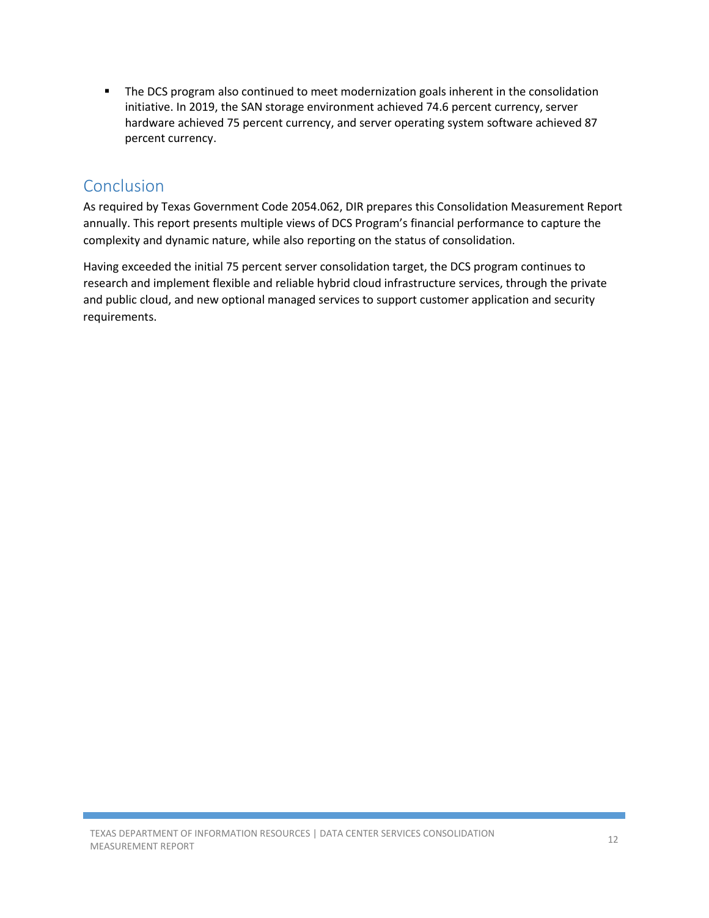- The DCS program also continued to meet modernization goals inherent in the consolidation initiative. In 2019, the SAN storage environment achieved 74.6 percent currency, server hardware achieved 75 percent currency, and server operating system software achieved 87 percent currency.

## Conclusion

As required by Texas Government Code 2054.062, DIR prepares this Consolidation Measurement Report annually. This report presents multiple views of DCS Program's financial performance to capture the complexity and dynamic nature, while also reporting on the status of consolidation.

Having exceeded the initial 75 percent server consolidation target, the DCS program continues to research and implement flexible and reliable hybrid cloud infrastructure services, through the private and public cloud, and new optional managed services to support customer application and security requirements.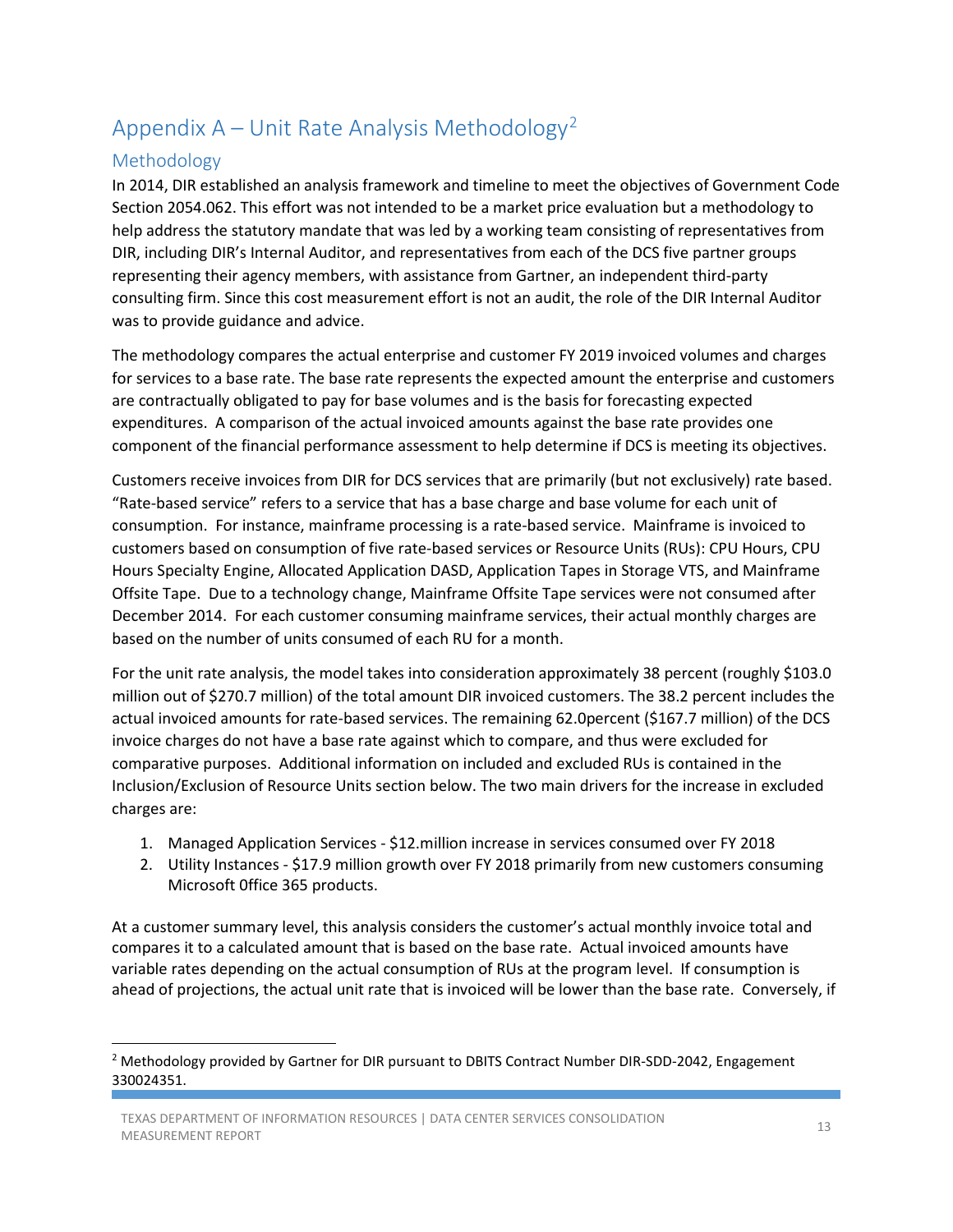# Appendix A – Unit Rate Analysis Methodology[2]

## Methodology

In 2014, DIR established an analysis framework and timeline to meet the objectives of Government Code Section 2054.062. This effort was not intended to be a market price evaluation but a methodology to help address the statutory mandate that was led by a working team consisting of representatives from DIR, including DIR's Internal Auditor, and representatives from each of the DCS five partner groups representing their agency members, with assistance from Gartner, an independent third-party consulting firm. Since this cost measurement effort is not an audit, the role of the DIR Internal Auditor was to provide guidance and advice.

The methodology compares the actual enterprise and customer FY 2019 invoiced volumes and charges for services to a base rate. The base rate represents the expected amount the enterprise and customers are contractually obligated to pay for base volumes and is the basis for forecasting expected expenditures. A comparison of the actual invoiced amounts against the base rate provides one component of the financial performance assessment to help determine if DCS is meeting its objectives.

Customers receive invoices from DIR for DCS services that are primarily (but not exclusively) rate based. "Rate-based service" refers to a service that has a base charge and base volume for each unit of consumption. For instance, mainframe processing is a rate-based service. Mainframe is invoiced to customers based on consumption of five rate-based services or Resource Units (RUs): CPU Hours, CPU Hours Specialty Engine, Allocated Application DASD, Application Tapes in Storage VTS, and Mainframe Offsite Tape. Due to a technology change, Mainframe Offsite Tape services were not consumed after December 2014. For each customer consuming mainframe services, their actual monthly charges are based on the number of units consumed of each RU for a month.

For the unit rate analysis, the model takes into consideration approximately 38 percent (roughly $103.0 million out of $270.7 million) of the total amount DIR invoiced customers. The 38.2 percent includes the actual invoiced amounts for rate-based services. The remaining 62.0percent ($167.7 million) of the DCS invoice charges do not have a base rate against which to compare, and thus were excluded for comparative purposes. Additional information on included and excluded RUs is contained in the Inclusion/Exclusion of Resource Units section below. The two main drivers for the increase in excluded charges are:

1. Managed Application Services - $12.million increase in services consumed over FY 2018
2. Utility Instances - $17.9 million growth over FY 2018 primarily from new customers consuming Microsoft 0ffice 365 products.

At a customer summary level, this analysis considers the customer's actual monthly invoice total and compares it to a calculated amount that is based on the base rate. Actual invoiced amounts have variable rates depending on the actual consumption of RUs at the program level. If consumption is ahead of projections, the actual unit rate that is invoiced will be lower than the base rate. Conversely, if

---

[2] Methodology provided by Gartner for DIR pursuant to DBITS Contract Number DIR-SDD-2042, Engagement 330024351.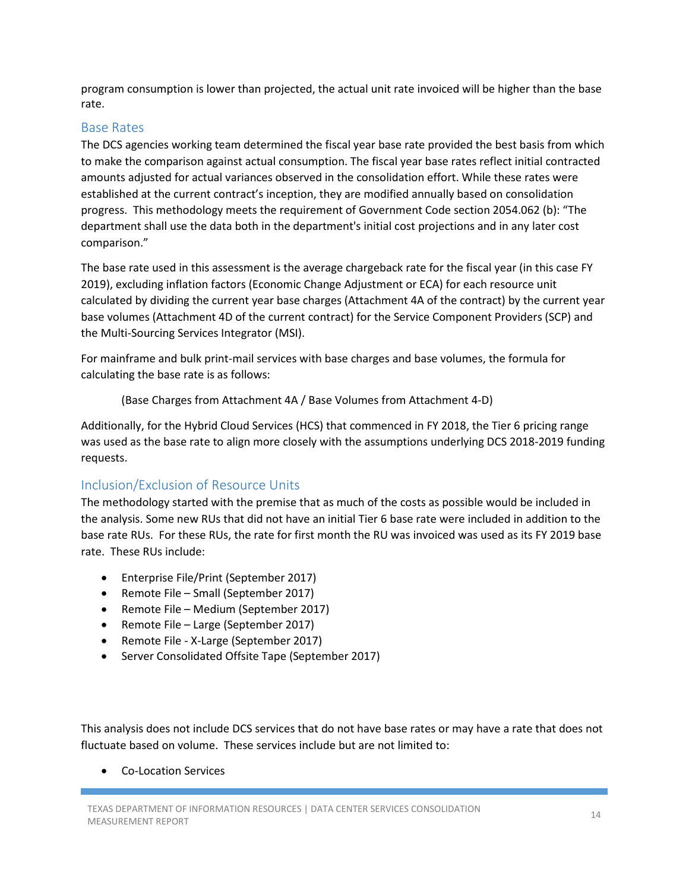program consumption is lower than projected, the actual unit rate invoiced will be higher than the base rate.

## Base Rates

The DCS agencies working team determined the fiscal year base rate provided the best basis from which to make the comparison against actual consumption. The fiscal year base rates reflect initial contracted amounts adjusted for actual variances observed in the consolidation effort. While these rates were established at the current contract's inception, they are modified annually based on consolidation progress. This methodology meets the requirement of Government Code section 2054.062 (b): "The department shall use the data both in the department's initial cost projections and in any later cost comparison."

The base rate used in this assessment is the average chargeback rate for the fiscal year (in this case FY 2019), excluding inflation factors (Economic Change Adjustment or ECA) for each resource unit calculated by dividing the current year base charges (Attachment 4A of the contract) by the current year base volumes (Attachment 4D of the current contract) for the Service Component Providers (SCP) and the Multi-Sourcing Services Integrator (MSI).

For mainframe and bulk print-mail services with base charges and base volumes, the formula for calculating the base rate is as follows:

> (Base Charges from Attachment 4A / Base Volumes from Attachment 4-D)

Additionally, for the Hybrid Cloud Services (HCS) that commenced in FY 2018, the Tier 6 pricing range was used as the base rate to align more closely with the assumptions underlying DCS 2018-2019 funding requests.

## Inclusion/Exclusion of Resource Units

The methodology started with the premise that as much of the costs as possible would be included in the analysis. Some new RUs that did not have an initial Tier 6 base rate were included in addition to the base rate RUs. For these RUs, the rate for first month the RU was invoiced was used as its FY 2019 base rate. These RUs include:

- Enterprise File/Print (September 2017)
- Remote File – Small (September 2017)
- Remote File – Medium (September 2017)
- Remote File – Large (September 2017)
- Remote File - X-Large (September 2017)
- Server Consolidated Offsite Tape (September 2017)

This analysis does not include DCS services that do not have base rates or may have a rate that does not fluctuate based on volume. These services include but are not limited to:

- Co-Location Services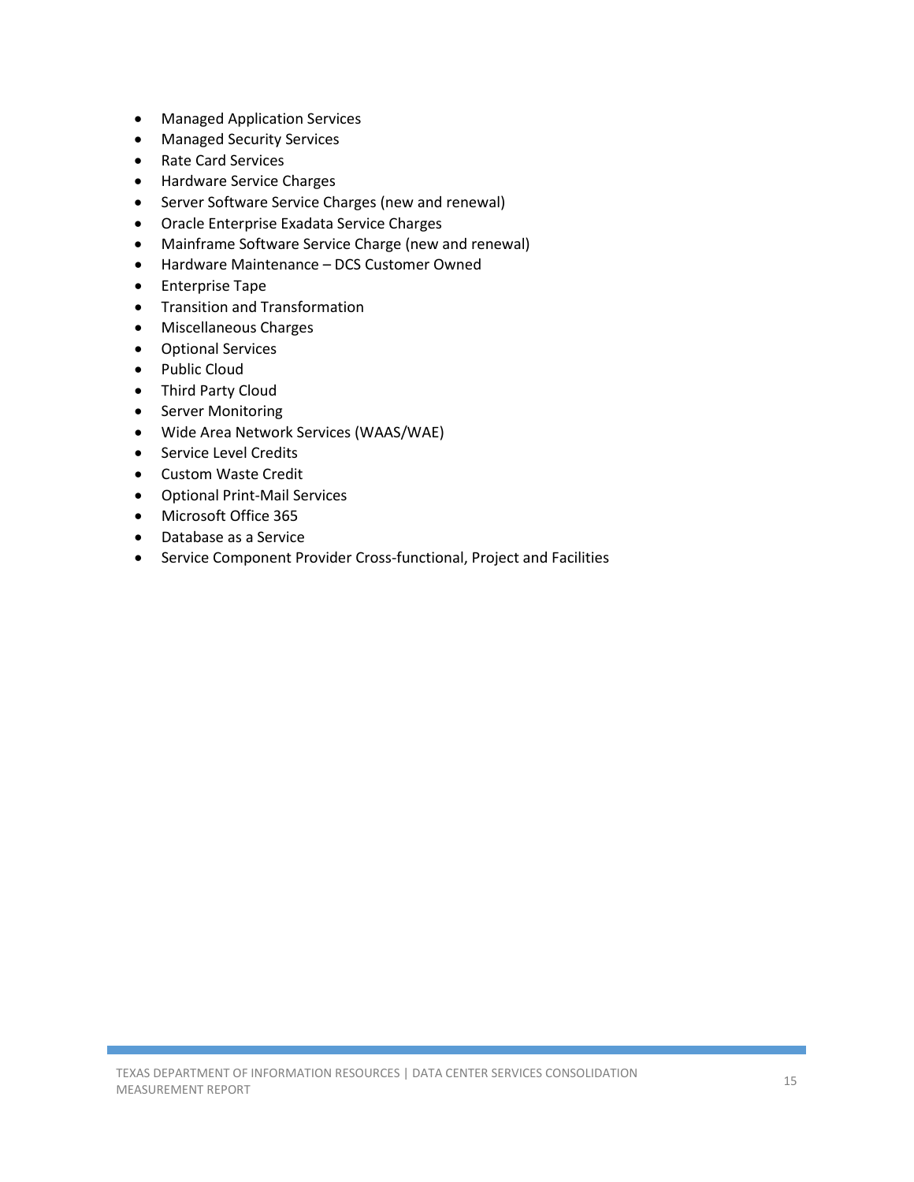- Managed Application Services
- Managed Security Services
- Rate Card Services
- Hardware Service Charges
- Server Software Service Charges (new and renewal)
- Oracle Enterprise Exadata Service Charges
- Mainframe Software Service Charge (new and renewal)
- Hardware Maintenance – DCS Customer Owned
- Enterprise Tape
- Transition and Transformation
- Miscellaneous Charges
- Optional Services
- Public Cloud
- Third Party Cloud
- Server Monitoring
- Wide Area Network Services (WAAS/WAE)
- Service Level Credits
- Custom Waste Credit
- Optional Print-Mail Services
- Microsoft Office 365
- Database as a Service
- Service Component Provider Cross-functional, Project and Facilities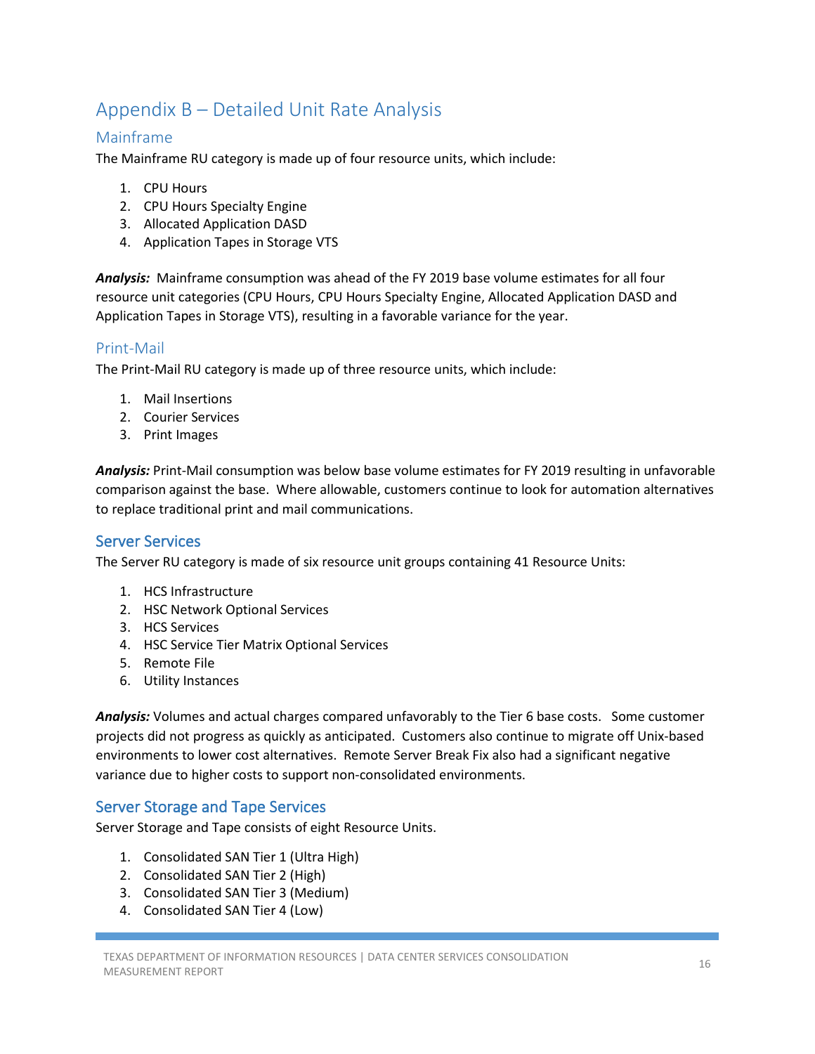# Appendix B – Detailed Unit Rate Analysis

## Mainframe

The Mainframe RU category is made up of four resource units, which include:

1. CPU Hours
2. CPU Hours Specialty Engine
3. Allocated Application DASD
4. Application Tapes in Storage VTS

***Analysis:*** Mainframe consumption was ahead of the FY 2019 base volume estimates for all four resource unit categories (CPU Hours, CPU Hours Specialty Engine, Allocated Application DASD and Application Tapes in Storage VTS), resulting in a favorable variance for the year.

## Print-Mail

The Print-Mail RU category is made up of three resource units, which include:

1. Mail Insertions
2. Courier Services
3. Print Images

***Analysis:*** Print-Mail consumption was below base volume estimates for FY 2019 resulting in unfavorable comparison against the base. Where allowable, customers continue to look for automation alternatives to replace traditional print and mail communications.

## Server Services

The Server RU category is made of six resource unit groups containing 41 Resource Units:

1. HCS Infrastructure
2. HSC Network Optional Services
3. HCS Services
4. HSC Service Tier Matrix Optional Services
5. Remote File
6. Utility Instances

***Analysis:*** Volumes and actual charges compared unfavorably to the Tier 6 base costs. Some customer projects did not progress as quickly as anticipated. Customers also continue to migrate off Unix-based environments to lower cost alternatives. Remote Server Break Fix also had a significant negative variance due to higher costs to support non-consolidated environments.

## Server Storage and Tape Services

Server Storage and Tape consists of eight Resource Units.

1. Consolidated SAN Tier 1 (Ultra High)
2. Consolidated SAN Tier 2 (High)
3. Consolidated SAN Tier 3 (Medium)
4. Consolidated SAN Tier 4 (Low)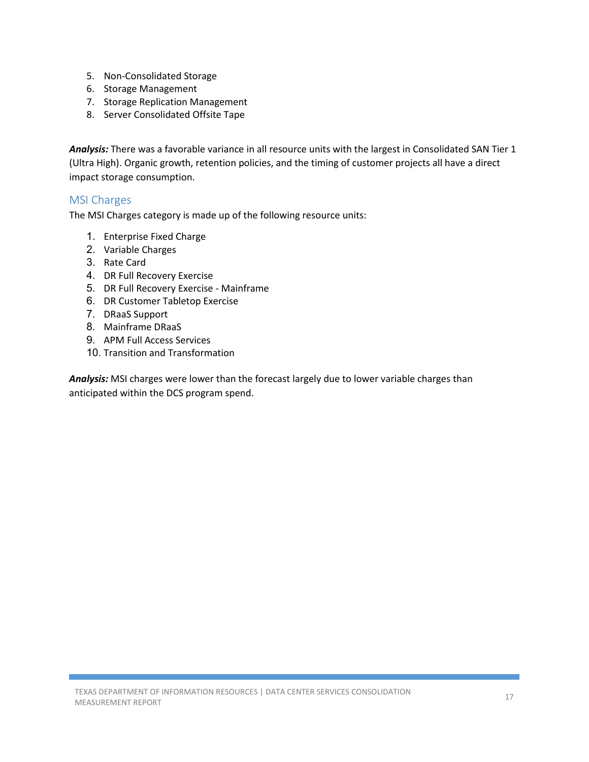5. Non-Consolidated Storage
6. Storage Management
7. Storage Replication Management
8. Server Consolidated Offsite Tape

***Analysis:*** There was a favorable variance in all resource units with the largest in Consolidated SAN Tier 1 (Ultra High). Organic growth, retention policies, and the timing of customer projects all have a direct impact storage consumption.

## MSI Charges

The MSI Charges category is made up of the following resource units:

1. Enterprise Fixed Charge
2. Variable Charges
3. Rate Card
4. DR Full Recovery Exercise
5. DR Full Recovery Exercise - Mainframe
6. DR Customer Tabletop Exercise
7. DRaaS Support
8. Mainframe DRaaS
9. APM Full Access Services
10. Transition and Transformation

***Analysis:*** MSI charges were lower than the forecast largely due to lower variable charges than anticipated within the DCS program spend.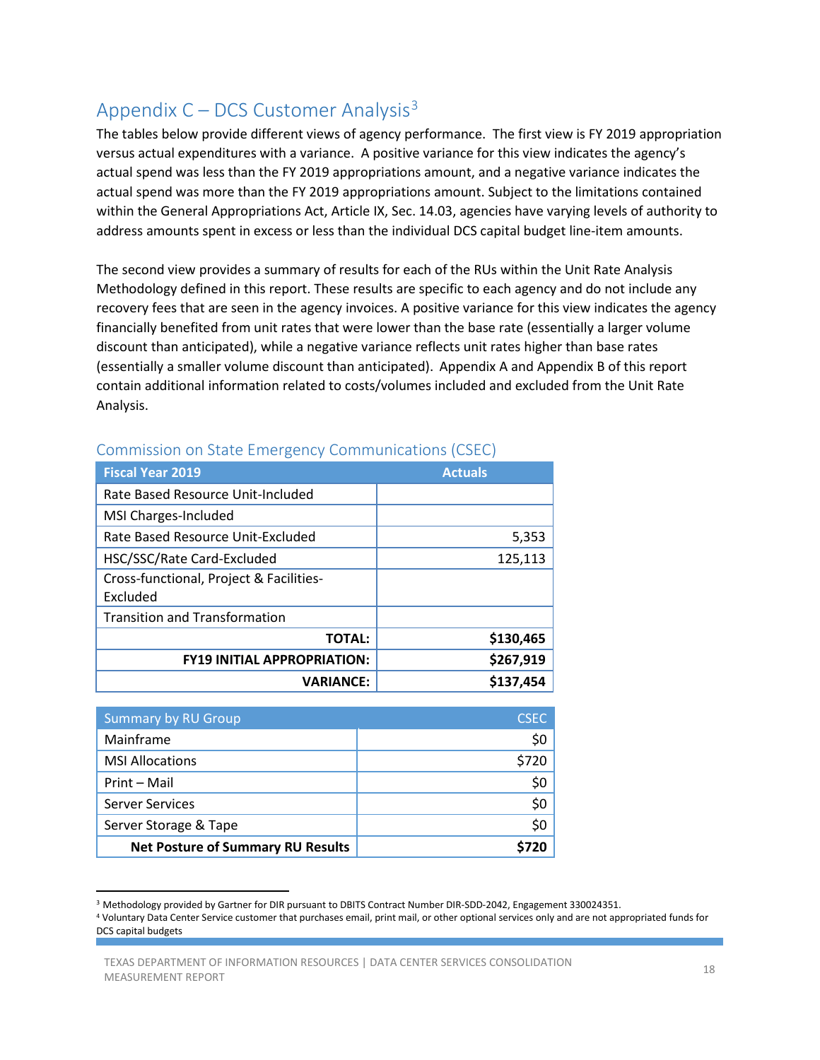## Appendix C – DCS Customer Analysis[3]

The tables below provide different views of agency performance. The first view is FY 2019 appropriation versus actual expenditures with a variance. A positive variance for this view indicates the agency's actual spend was less than the FY 2019 appropriations amount, and a negative variance indicates the actual spend was more than the FY 2019 appropriations amount. Subject to the limitations contained within the General Appropriations Act, Article IX, Sec. 14.03, agencies have varying levels of authority to address amounts spent in excess or less than the individual DCS capital budget line-item amounts.

The second view provides a summary of results for each of the RUs within the Unit Rate Analysis Methodology defined in this report. These results are specific to each agency and do not include any recovery fees that are seen in the agency invoices. A positive variance for this view indicates the agency financially benefited from unit rates that were lower than the base rate (essentially a larger volume discount than anticipated), while a negative variance reflects unit rates higher than base rates (essentially a smaller volume discount than anticipated). Appendix A and Appendix B of this report contain additional information related to costs/volumes included and excluded from the Unit Rate Analysis.

### Commission on State Emergency Communications (CSEC)

| Fiscal Year 2019 | Actuals |
|---|---|
| Rate Based Resource Unit-Included | |
| MSI Charges-Included | |
| Rate Based Resource Unit-Excluded | 5,353 |
| HSC/SSC/Rate Card-Excluded | 125,113 |
| Cross-functional, Project & Facilities-Excluded | |
| Transition and Transformation | |
| **TOTAL:** | **$130,465** |
| **FY19 INITIAL APPROPRIATION:** | **$267,919** |
| **VARIANCE:** | **$137,454** |

| Summary by RU Group | CSEC |
|---|---|
| Mainframe | $0 |
| MSI Allocations | $720 |
| Print – Mail | $0 |
| Server Services | $0 |
| Server Storage & Tape | $0 |
| **Net Posture of Summary RU Results** | **$720** |

[3] Methodology provided by Gartner for DIR pursuant to DBITS Contract Number DIR-SDD-2042, Engagement 330024351.

[4] Voluntary Data Center Service customer that purchases email, print mail, or other optional services only and are not appropriated funds for DCS capital budgets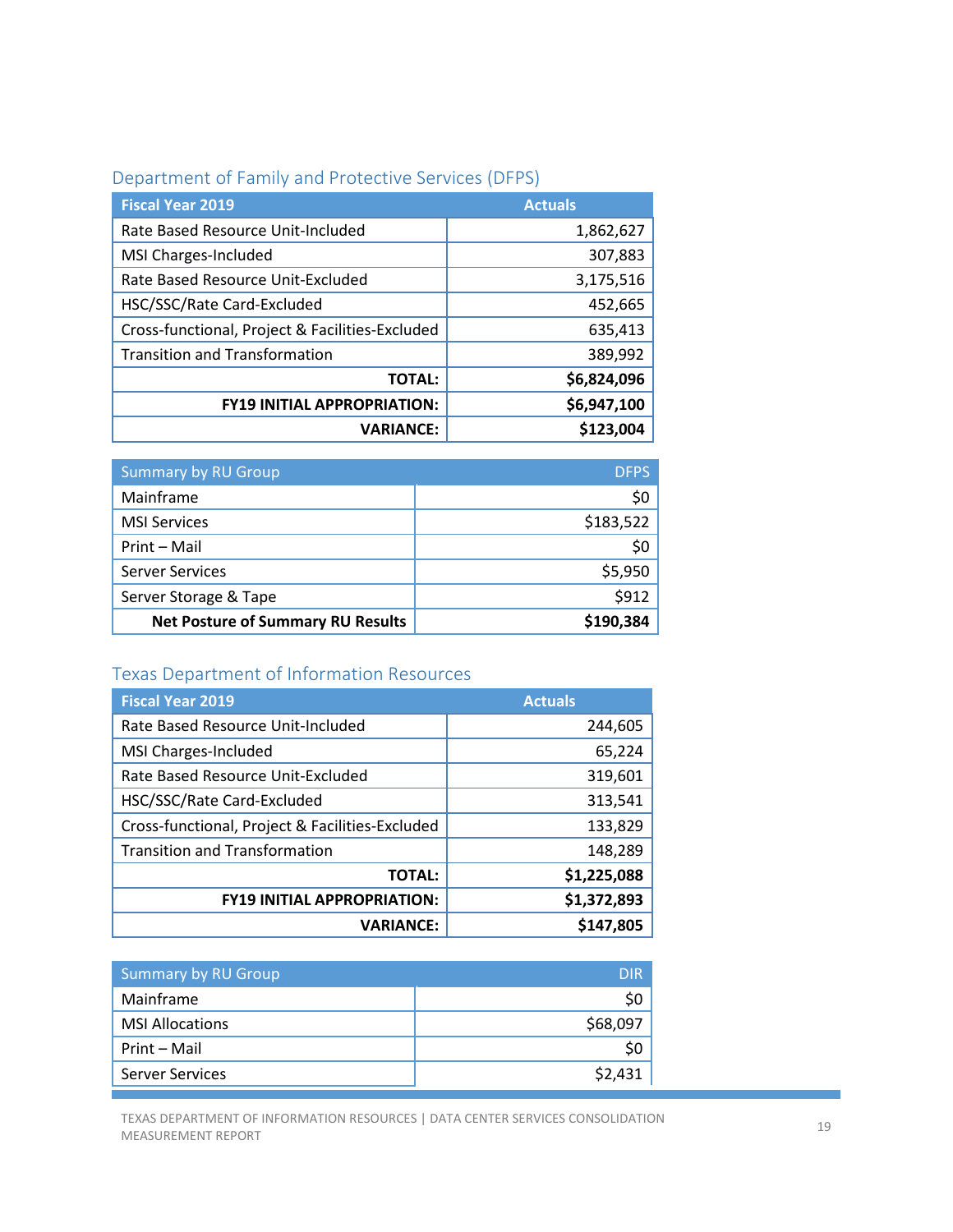## Department of Family and Protective Services (DFPS)

| Fiscal Year 2019 | Actuals |
|---|---|
| Rate Based Resource Unit-Included | 1,862,627 |
| MSI Charges-Included | 307,883 |
| Rate Based Resource Unit-Excluded | 3,175,516 |
| HSC/SSC/Rate Card-Excluded | 452,665 |
| Cross-functional, Project & Facilities-Excluded | 635,413 |
| Transition and Transformation | 389,992 |
| **TOTAL:** | **$6,824,096** |
| **FY19 INITIAL APPROPRIATION:** | **$6,947,100** |
| **VARIANCE:** | **$123,004** |

| Summary by RU Group | DFPS |
|---|---|
| Mainframe | $0 |
| MSI Services | $183,522 |
| Print – Mail | $0 |
| Server Services | $5,950 |
| Server Storage & Tape | $912 |
| **Net Posture of Summary RU Results** | **$190,384** |

## Texas Department of Information Resources

| Fiscal Year 2019 | Actuals |
|---|---|
| Rate Based Resource Unit-Included | 244,605 |
| MSI Charges-Included | 65,224 |
| Rate Based Resource Unit-Excluded | 319,601 |
| HSC/SSC/Rate Card-Excluded | 313,541 |
| Cross-functional, Project & Facilities-Excluded | 133,829 |
| Transition and Transformation | 148,289 |
| **TOTAL:** | **$1,225,088** |
| **FY19 INITIAL APPROPRIATION:** | **$1,372,893** |
| **VARIANCE:** | **$147,805** |

| Summary by RU Group | DIR |
|---|---|
| Mainframe | $0 |
| MSI Allocations | $68,097 |
| Print – Mail | $0 |
| Server Services | $2,431 |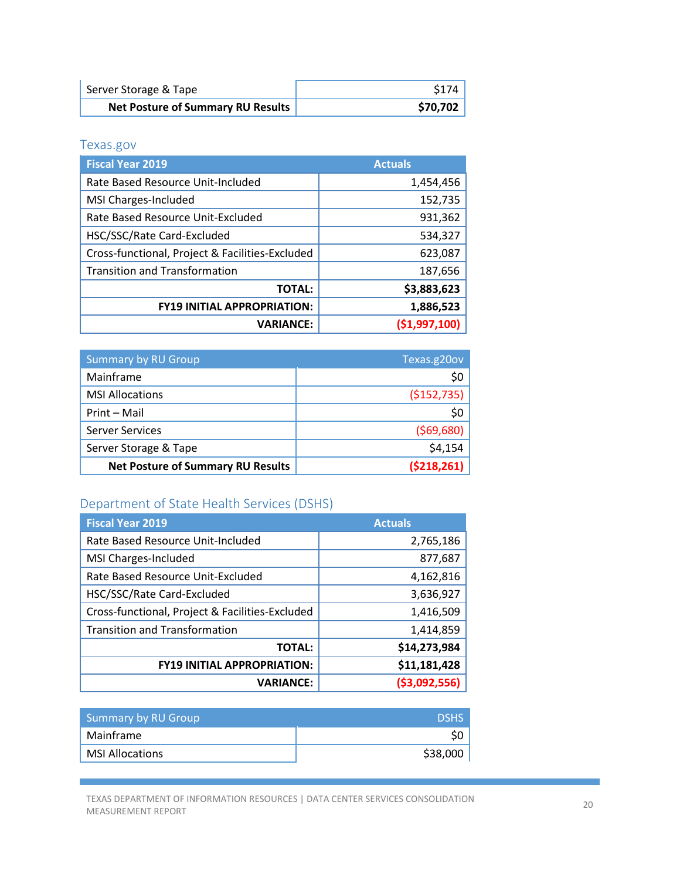| | |
|---|---|
| Server Storage & Tape | $174 |
| **Net Posture of Summary RU Results** | **$70,702** |

## Texas.gov

| Fiscal Year 2019 | Actuals |
|---|---|
| Rate Based Resource Unit-Included | 1,454,456 |
| MSI Charges-Included | 152,735 |
| Rate Based Resource Unit-Excluded | 931,362 |
| HSC/SSC/Rate Card-Excluded | 534,327 |
| Cross-functional, Project & Facilities-Excluded | 623,087 |
| Transition and Transformation | 187,656 |
| **TOTAL:** | **$3,883,623** |
| **FY19 INITIAL APPROPRIATION:** | **1,886,523** |
| **VARIANCE:** | **($1,997,100)** |

| Summary by RU Group | Texas.g20ov |
|---|---|
| Mainframe | $0 |
| MSI Allocations | ($152,735) |
| Print – Mail | $0 |
| Server Services | ($69,680) |
| Server Storage & Tape | $4,154 |
| **Net Posture of Summary RU Results** | **($218,261)** |

## Department of State Health Services (DSHS)

| Fiscal Year 2019 | Actuals |
|---|---|
| Rate Based Resource Unit-Included | 2,765,186 |
| MSI Charges-Included | 877,687 |
| Rate Based Resource Unit-Excluded | 4,162,816 |
| HSC/SSC/Rate Card-Excluded | 3,636,927 |
| Cross-functional, Project & Facilities-Excluded | 1,416,509 |
| Transition and Transformation | 1,414,859 |
| **TOTAL:** | **$14,273,984** |
| **FY19 INITIAL APPROPRIATION:** | **$11,181,428** |
| **VARIANCE:** | **($3,092,556)** |

| Summary by RU Group | DSHS |
|---|---|
| Mainframe | $0 |
| MSI Allocations | $38,000 |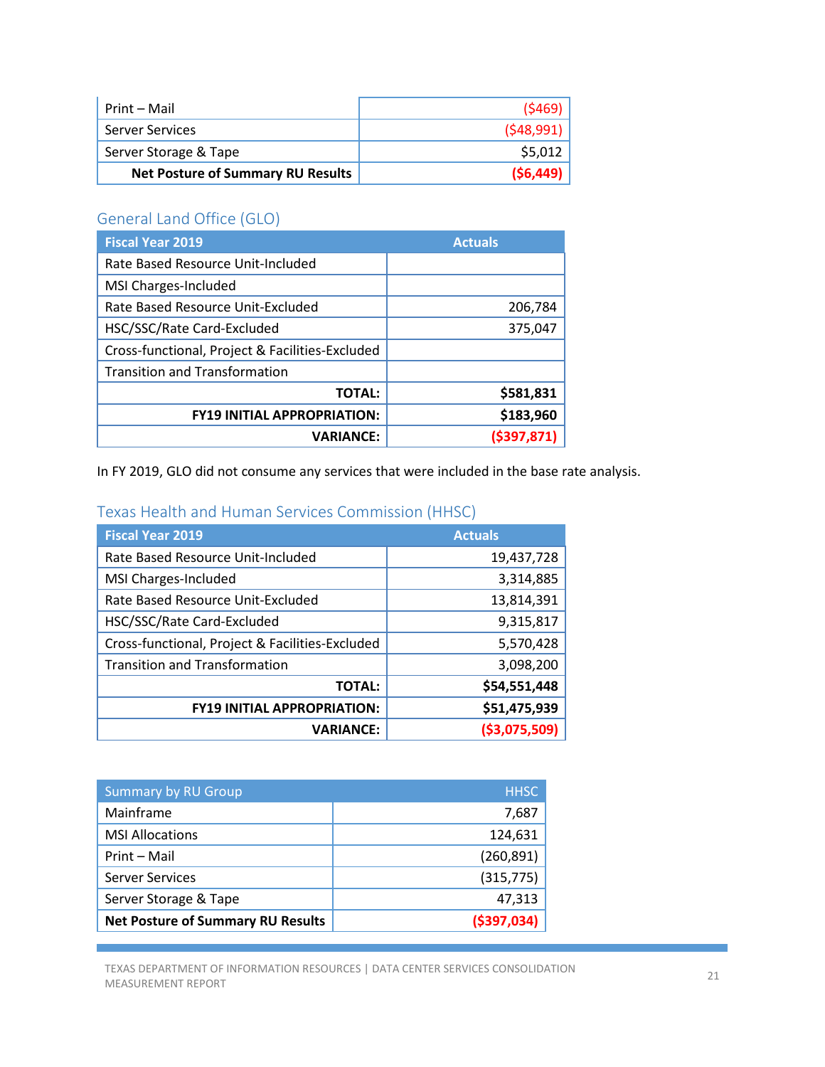| | |
|---|---|
| Print – Mail | ($469) |
| Server Services | ($48,991) |
| Server Storage & Tape | $5,012 |
| **Net Posture of Summary RU Results** | **($6,449)** |

## General Land Office (GLO)

| Fiscal Year 2019 | Actuals |
|---|---|
| Rate Based Resource Unit-Included | |
| MSI Charges-Included | |
| Rate Based Resource Unit-Excluded | 206,784 |
| HSC/SSC/Rate Card-Excluded | 375,047 |
| Cross-functional, Project & Facilities-Excluded | |
| Transition and Transformation | |
| **TOTAL:** | **$581,831** |
| **FY19 INITIAL APPROPRIATION:** | **$183,960** |
| **VARIANCE:** | **($397,871)** |

In FY 2019, GLO did not consume any services that were included in the base rate analysis.

## Texas Health and Human Services Commission (HHSC)

| Fiscal Year 2019 | Actuals |
|---|---|
| Rate Based Resource Unit-Included | 19,437,728 |
| MSI Charges-Included | 3,314,885 |
| Rate Based Resource Unit-Excluded | 13,814,391 |
| HSC/SSC/Rate Card-Excluded | 9,315,817 |
| Cross-functional, Project & Facilities-Excluded | 5,570,428 |
| Transition and Transformation | 3,098,200 |
| **TOTAL:** | **$54,551,448** |
| **FY19 INITIAL APPROPRIATION:** | **$51,475,939** |
| **VARIANCE:** | **($3,075,509)** |

| Summary by RU Group | HHSC |
|---|---|
| Mainframe | 7,687 |
| MSI Allocations | 124,631 |
| Print – Mail | (260,891) |
| Server Services | (315,775) |
| Server Storage & Tape | 47,313 |
| **Net Posture of Summary RU Results** | **($397,034)** |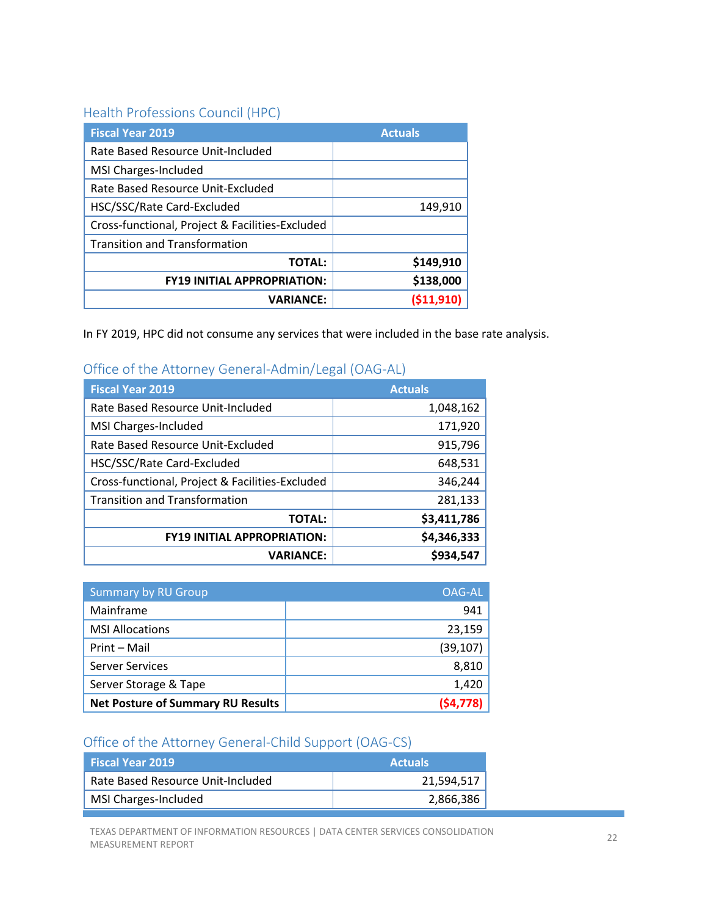## Health Professions Council (HPC)

| Fiscal Year 2019 | Actuals |
|---|---|
| Rate Based Resource Unit-Included | |
| MSI Charges-Included | |
| Rate Based Resource Unit-Excluded | |
| HSC/SSC/Rate Card-Excluded | 149,910 |
| Cross-functional, Project & Facilities-Excluded | |
| Transition and Transformation | |
| **TOTAL:** | **$149,910** |
| **FY19 INITIAL APPROPRIATION:** | **$138,000** |
| **VARIANCE:** | **($11,910)** |

In FY 2019, HPC did not consume any services that were included in the base rate analysis.

## Office of the Attorney General-Admin/Legal (OAG-AL)

| Fiscal Year 2019 | Actuals |
|---|---|
| Rate Based Resource Unit-Included | 1,048,162 |
| MSI Charges-Included | 171,920 |
| Rate Based Resource Unit-Excluded | 915,796 |
| HSC/SSC/Rate Card-Excluded | 648,531 |
| Cross-functional, Project & Facilities-Excluded | 346,244 |
| Transition and Transformation | 281,133 |
| **TOTAL:** | **$3,411,786** |
| **FY19 INITIAL APPROPRIATION:** | **$4,346,333** |
| **VARIANCE:** | **$934,547** |

| Summary by RU Group | OAG-AL |
|---|---|
| Mainframe | 941 |
| MSI Allocations | 23,159 |
| Print – Mail | (39,107) |
| Server Services | 8,810 |
| Server Storage & Tape | 1,420 |
| **Net Posture of Summary RU Results** | **($4,778)** |

## Office of the Attorney General-Child Support (OAG-CS)

| Fiscal Year 2019 | Actuals |
|---|---|
| Rate Based Resource Unit-Included | 21,594,517 |
| MSI Charges-Included | 2,866,386 |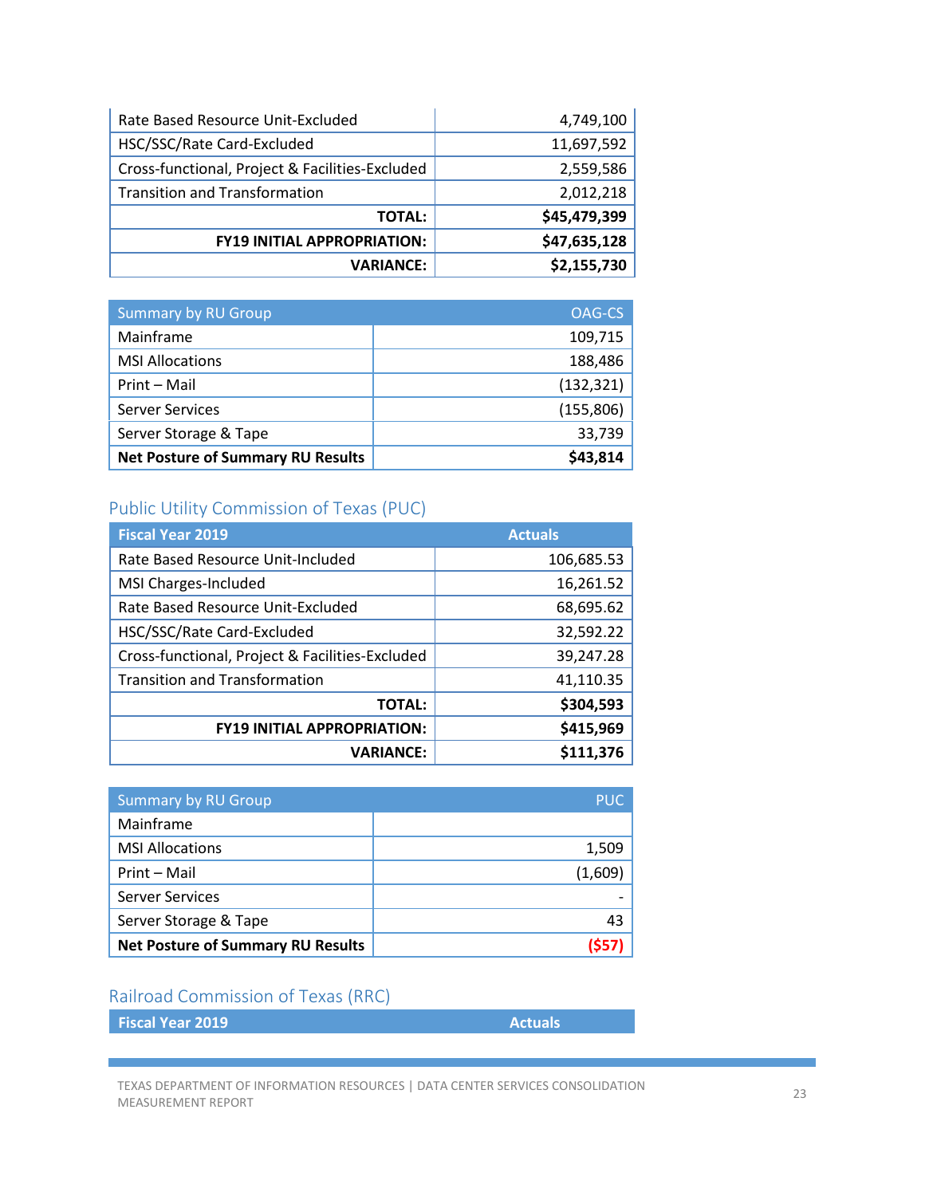| | |
|---|---|
| Rate Based Resource Unit-Excluded | 4,749,100 |
| HSC/SSC/Rate Card-Excluded | 11,697,592 |
| Cross-functional, Project & Facilities-Excluded | 2,559,586 |
| Transition and Transformation | 2,012,218 |
| **TOTAL:** | **$45,479,399** |
| **FY19 INITIAL APPROPRIATION:** | **$47,635,128** |
| **VARIANCE:** | **$2,155,730** |

| Summary by RU Group | OAG-CS |
|---|---|
| Mainframe | 109,715 |
| MSI Allocations | 188,486 |
| Print – Mail | (132,321) |
| Server Services | (155,806) |
| Server Storage & Tape | 33,739 |
| **Net Posture of Summary RU Results** | **$43,814** |

## Public Utility Commission of Texas (PUC)

| Fiscal Year 2019 | Actuals |
|---|---|
| Rate Based Resource Unit-Included | 106,685.53 |
| MSI Charges-Included | 16,261.52 |
| Rate Based Resource Unit-Excluded | 68,695.62 |
| HSC/SSC/Rate Card-Excluded | 32,592.22 |
| Cross-functional, Project & Facilities-Excluded | 39,247.28 |
| Transition and Transformation | 41,110.35 |
| **TOTAL:** | **$304,593** |
| **FY19 INITIAL APPROPRIATION:** | **$415,969** |
| **VARIANCE:** | **$111,376** |

| Summary by RU Group | PUC |
|---|---|
| Mainframe | |
| MSI Allocations | 1,509 |
| Print – Mail | (1,609) |
| Server Services | - |
| Server Storage & Tape | 43 |
| **Net Posture of Summary RU Results** | **($57)** |

## Railroad Commission of Texas (RRC)

| Fiscal Year 2019 | Actuals |
|---|---|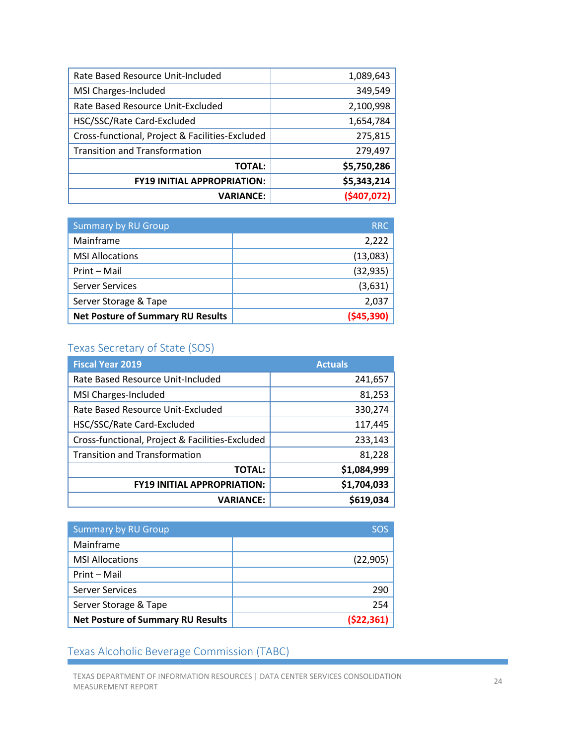| | |
|---|---|
| Rate Based Resource Unit-Included | 1,089,643 |
| MSI Charges-Included | 349,549 |
| Rate Based Resource Unit-Excluded | 2,100,998 |
| HSC/SSC/Rate Card-Excluded | 1,654,784 |
| Cross-functional, Project & Facilities-Excluded | 275,815 |
| Transition and Transformation | 279,497 |
| **TOTAL:** | **$5,750,286** |
| **FY19 INITIAL APPROPRIATION:** | **$5,343,214** |
| **VARIANCE:** | **($407,072)** |

| Summary by RU Group | RRC |
|---|---|
| Mainframe | 2,222 |
| MSI Allocations | (13,083) |
| Print – Mail | (32,935) |
| Server Services | (3,631) |
| Server Storage & Tape | 2,037 |
| **Net Posture of Summary RU Results** | **($45,390)** |

## Texas Secretary of State (SOS)

| Fiscal Year 2019 | Actuals |
|---|---|
| Rate Based Resource Unit-Included | 241,657 |
| MSI Charges-Included | 81,253 |
| Rate Based Resource Unit-Excluded | 330,274 |
| HSC/SSC/Rate Card-Excluded | 117,445 |
| Cross-functional, Project & Facilities-Excluded | 233,143 |
| Transition and Transformation | 81,228 |
| **TOTAL:** | **$1,084,999** |
| **FY19 INITIAL APPROPRIATION:** | **$1,704,033** |
| **VARIANCE:** | **$619,034** |

| Summary by RU Group | SOS |
|---|---|
| Mainframe | |
| MSI Allocations | (22,905) |
| Print – Mail | |
| Server Services | 290 |
| Server Storage & Tape | 254 |
| **Net Posture of Summary RU Results** | **($22,361)** |

## Texas Alcoholic Beverage Commission (TABC)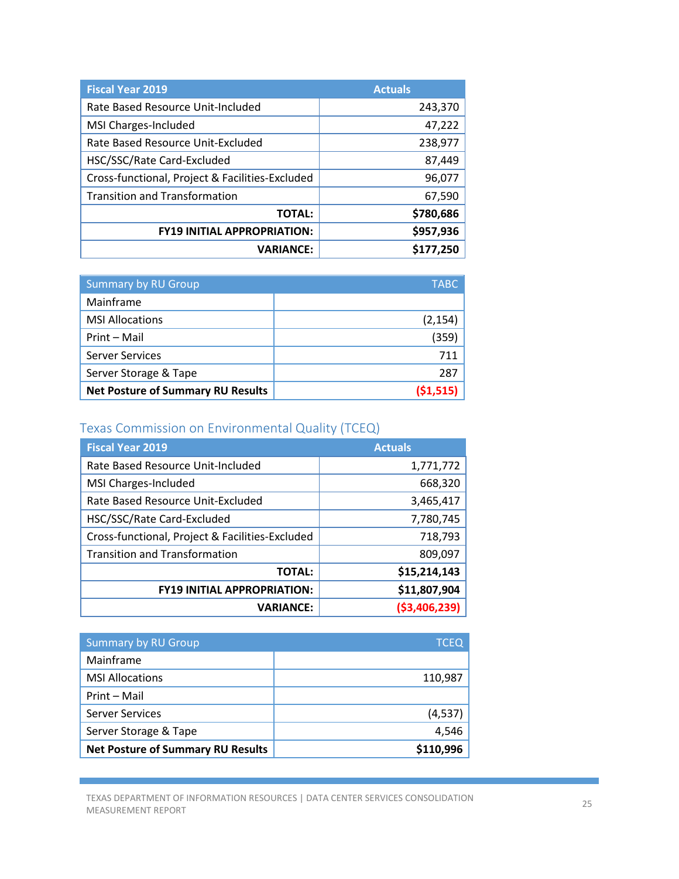| Fiscal Year 2019 | Actuals |
|---|---|
| Rate Based Resource Unit-Included | 243,370 |
| MSI Charges-Included | 47,222 |
| Rate Based Resource Unit-Excluded | 238,977 |
| HSC/SSC/Rate Card-Excluded | 87,449 |
| Cross-functional, Project & Facilities-Excluded | 96,077 |
| Transition and Transformation | 67,590 |
| **TOTAL:** | **$780,686** |
| **FY19 INITIAL APPROPRIATION:** | **$957,936** |
| **VARIANCE:** | **$177,250** |

| Summary by RU Group | TABC |
|---|---|
| Mainframe | |
| MSI Allocations | (2,154) |
| Print – Mail | (359) |
| Server Services | 711 |
| Server Storage & Tape | 287 |
| **Net Posture of Summary RU Results** | **($1,515)** |

## Texas Commission on Environmental Quality (TCEQ)

| Fiscal Year 2019 | Actuals |
|---|---|
| Rate Based Resource Unit-Included | 1,771,772 |
| MSI Charges-Included | 668,320 |
| Rate Based Resource Unit-Excluded | 3,465,417 |
| HSC/SSC/Rate Card-Excluded | 7,780,745 |
| Cross-functional, Project & Facilities-Excluded | 718,793 |
| Transition and Transformation | 809,097 |
| **TOTAL:** | **$15,214,143** |
| **FY19 INITIAL APPROPRIATION:** | **$11,807,904** |
| **VARIANCE:** | **($3,406,239)** |

| Summary by RU Group | TCEQ |
|---|---|
| Mainframe | |
| MSI Allocations | 110,987 |
| Print – Mail | |
| Server Services | (4,537) |
| Server Storage & Tape | 4,546 |
| **Net Posture of Summary RU Results** | **$110,996** |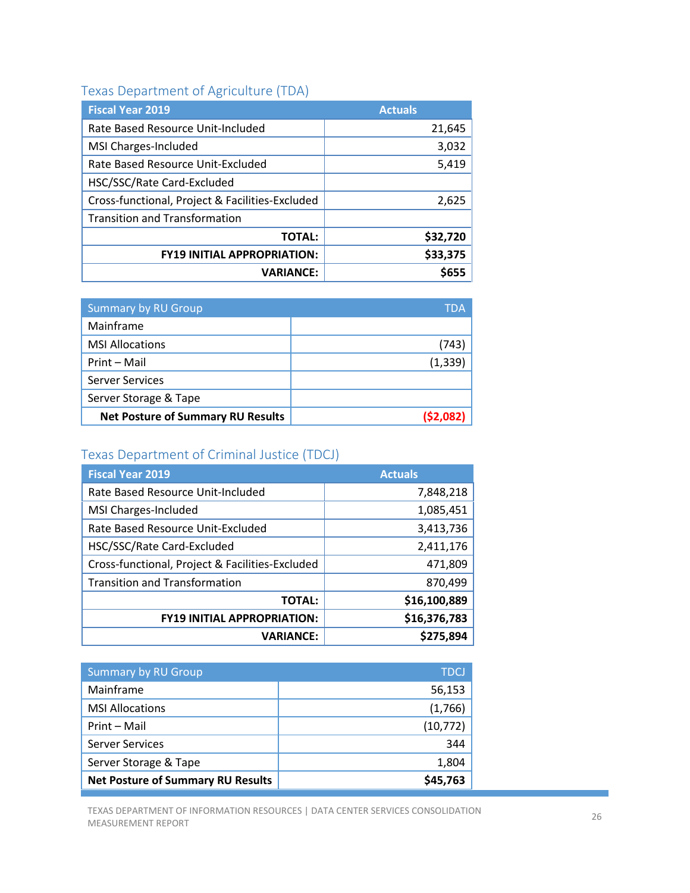## Texas Department of Agriculture (TDA)

| Fiscal Year 2019 | Actuals |
|---|---|
| Rate Based Resource Unit-Included | 21,645 |
| MSI Charges-Included | 3,032 |
| Rate Based Resource Unit-Excluded | 5,419 |
| HSC/SSC/Rate Card-Excluded | |
| Cross-functional, Project & Facilities-Excluded | 2,625 |
| Transition and Transformation | |
| **TOTAL:** | **$32,720** |
| **FY19 INITIAL APPROPRIATION:** | **$33,375** |
| **VARIANCE:** | **$655** |

| Summary by RU Group | TDA |
|---|---|
| Mainframe | |
| MSI Allocations | (743) |
| Print – Mail | (1,339) |
| Server Services | |
| Server Storage & Tape | |
| **Net Posture of Summary RU Results** | **($2,082)** |

## Texas Department of Criminal Justice (TDCJ)

| Fiscal Year 2019 | Actuals |
|---|---|
| Rate Based Resource Unit-Included | 7,848,218 |
| MSI Charges-Included | 1,085,451 |
| Rate Based Resource Unit-Excluded | 3,413,736 |
| HSC/SSC/Rate Card-Excluded | 2,411,176 |
| Cross-functional, Project & Facilities-Excluded | 471,809 |
| Transition and Transformation | 870,499 |
| **TOTAL:** | **$16,100,889** |
| **FY19 INITIAL APPROPRIATION:** | **$16,376,783** |
| **VARIANCE:** | **$275,894** |

| Summary by RU Group | TDCJ |
|---|---|
| Mainframe | 56,153 |
| MSI Allocations | (1,766) |
| Print – Mail | (10,772) |
| Server Services | 344 |
| Server Storage & Tape | 1,804 |
| **Net Posture of Summary RU Results** | **$45,763** |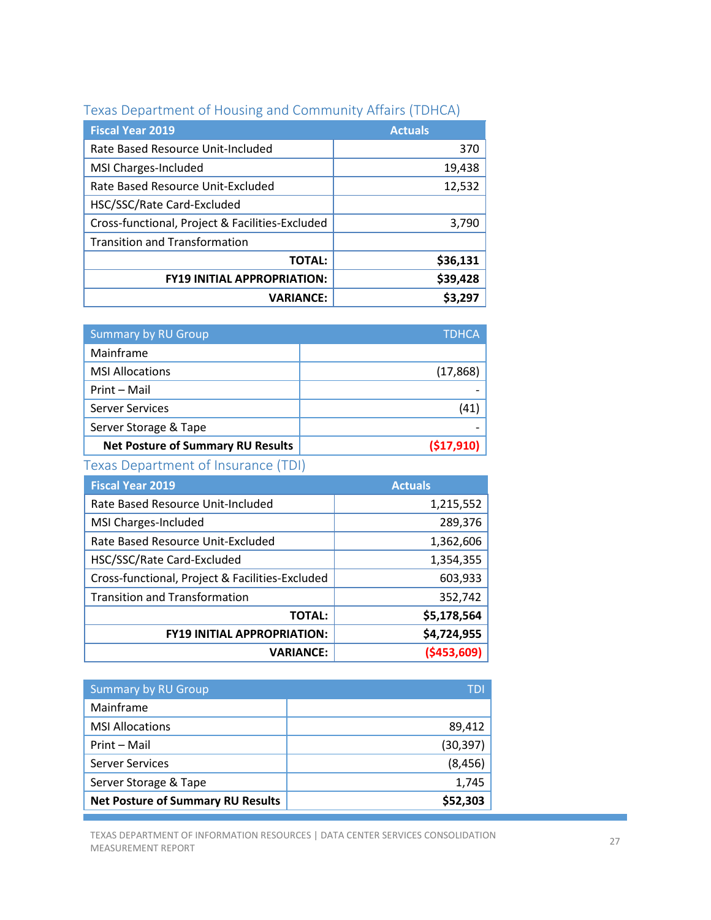## Texas Department of Housing and Community Affairs (TDHCA)

| Fiscal Year 2019 | Actuals |
|---|---|
| Rate Based Resource Unit-Included | 370 |
| MSI Charges-Included | 19,438 |
| Rate Based Resource Unit-Excluded | 12,532 |
| HSC/SSC/Rate Card-Excluded | |
| Cross-functional, Project & Facilities-Excluded | 3,790 |
| Transition and Transformation | |
| **TOTAL:** | **$36,131** |
| **FY19 INITIAL APPROPRIATION:** | **$39,428** |
| **VARIANCE:** | **$3,297** |

| Summary by RU Group | TDHCA |
|---|---|
| Mainframe | |
| MSI Allocations | (17,868) |
| Print – Mail | - |
| Server Services | (41) |
| Server Storage & Tape | - |
| **Net Posture of Summary RU Results** | **($17,910)** |

## Texas Department of Insurance (TDI)

| Fiscal Year 2019 | Actuals |
|---|---|
| Rate Based Resource Unit-Included | 1,215,552 |
| MSI Charges-Included | 289,376 |
| Rate Based Resource Unit-Excluded | 1,362,606 |
| HSC/SSC/Rate Card-Excluded | 1,354,355 |
| Cross-functional, Project & Facilities-Excluded | 603,933 |
| Transition and Transformation | 352,742 |
| **TOTAL:** | **$5,178,564** |
| **FY19 INITIAL APPROPRIATION:** | **$4,724,955** |
| **VARIANCE:** | **($453,609)** |

| Summary by RU Group | TDI |
|---|---|
| Mainframe | |
| MSI Allocations | 89,412 |
| Print – Mail | (30,397) |
| Server Services | (8,456) |
| Server Storage & Tape | 1,745 |
| **Net Posture of Summary RU Results** | **$52,303** |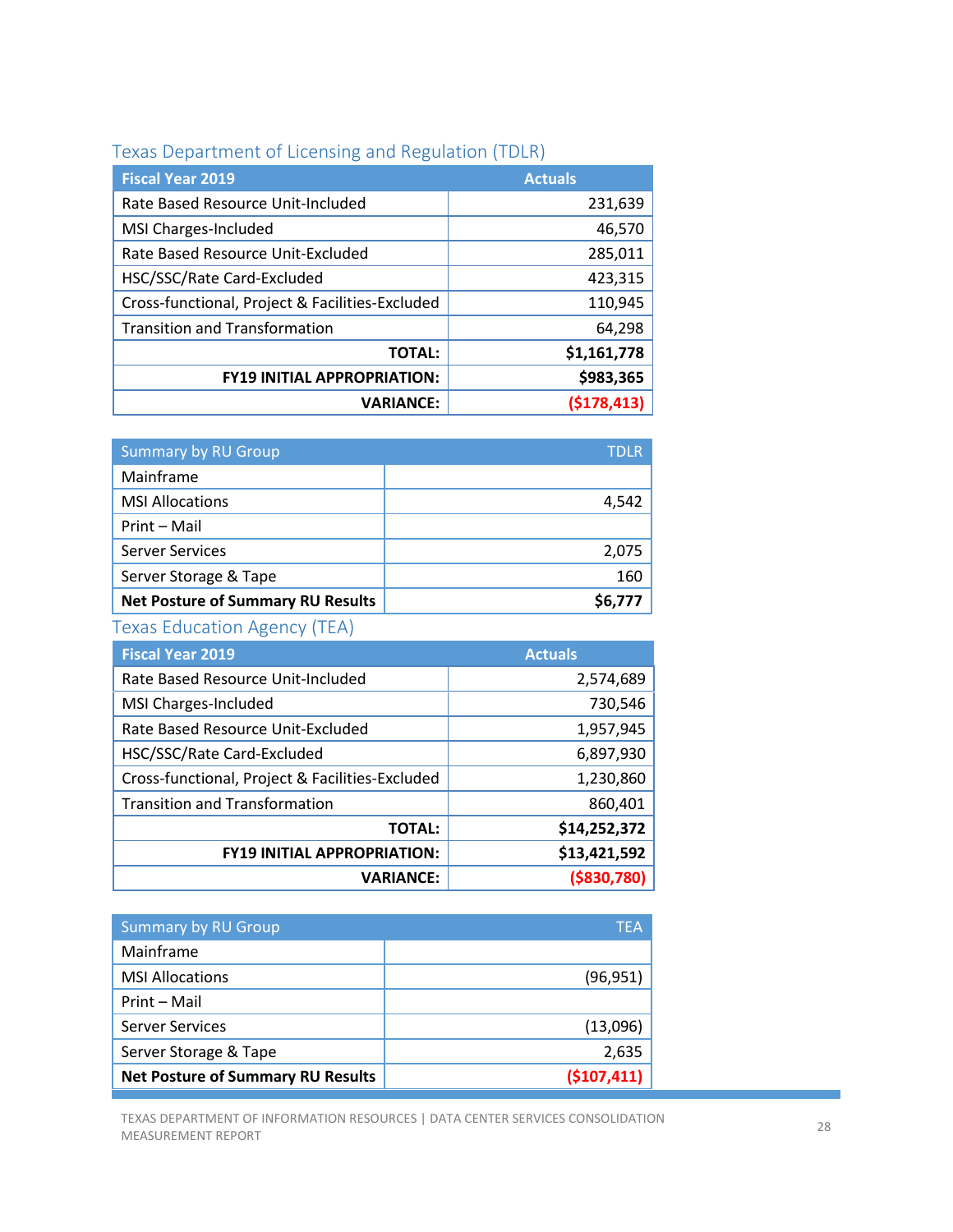## Texas Department of Licensing and Regulation (TDLR)

| Fiscal Year 2019 | Actuals |
|---|---|
| Rate Based Resource Unit-Included | 231,639 |
| MSI Charges-Included | 46,570 |
| Rate Based Resource Unit-Excluded | 285,011 |
| HSC/SSC/Rate Card-Excluded | 423,315 |
| Cross-functional, Project & Facilities-Excluded | 110,945 |
| Transition and Transformation | 64,298 |
| **TOTAL:** | **$1,161,778** |
| **FY19 INITIAL APPROPRIATION:** | **$983,365** |
| **VARIANCE:** | **($178,413)** |

| Summary by RU Group | TDLR |
|---|---|
| Mainframe | |
| MSI Allocations | 4,542 |
| Print – Mail | |
| Server Services | 2,075 |
| Server Storage & Tape | 160 |
| **Net Posture of Summary RU Results** | **$6,777** |

## Texas Education Agency (TEA)

| Fiscal Year 2019 | Actuals |
|---|---|
| Rate Based Resource Unit-Included | 2,574,689 |
| MSI Charges-Included | 730,546 |
| Rate Based Resource Unit-Excluded | 1,957,945 |
| HSC/SSC/Rate Card-Excluded | 6,897,930 |
| Cross-functional, Project & Facilities-Excluded | 1,230,860 |
| Transition and Transformation | 860,401 |
| **TOTAL:** | **$14,252,372** |
| **FY19 INITIAL APPROPRIATION:** | **$13,421,592** |
| **VARIANCE:** | **($830,780)** |

| Summary by RU Group | TEA |
|---|---|
| Mainframe | |
| MSI Allocations | (96,951) |
| Print – Mail | |
| Server Services | (13,096) |
| Server Storage & Tape | 2,635 |
| **Net Posture of Summary RU Results** | **($107,411)** |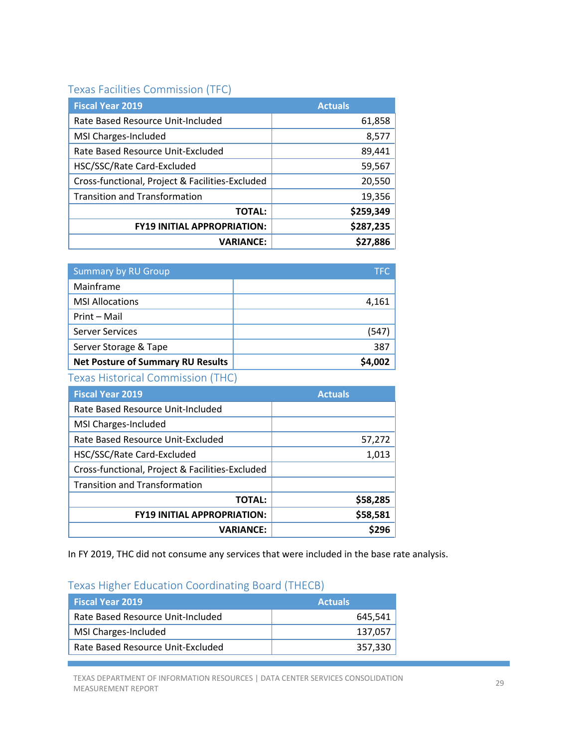## Texas Facilities Commission (TFC)

| Fiscal Year 2019 | Actuals |
| --- | --- |
| Rate Based Resource Unit-Included | 61,858 |
| MSI Charges-Included | 8,577 |
| Rate Based Resource Unit-Excluded | 89,441 |
| HSC/SSC/Rate Card-Excluded | 59,567 |
| Cross-functional, Project & Facilities-Excluded | 20,550 |
| Transition and Transformation | 19,356 |
| **TOTAL:** | **$259,349** |
| **FY19 INITIAL APPROPRIATION:** | **$287,235** |
| **VARIANCE:** | **$27,886** |

| Summary by RU Group | TFC |
| --- | --- |
| Mainframe | |
| MSI Allocations | 4,161 |
| Print – Mail | |
| Server Services | (547) |
| Server Storage & Tape | 387 |
| **Net Posture of Summary RU Results** | **$4,002** |

## Texas Historical Commission (THC)

| Fiscal Year 2019 | Actuals |
| --- | --- |
| Rate Based Resource Unit-Included | |
| MSI Charges-Included | |
| Rate Based Resource Unit-Excluded | 57,272 |
| HSC/SSC/Rate Card-Excluded | 1,013 |
| Cross-functional, Project & Facilities-Excluded | |
| Transition and Transformation | |
| **TOTAL:** | **$58,285** |
| **FY19 INITIAL APPROPRIATION:** | **$58,581** |
| **VARIANCE:** | **$296** |

In FY 2019, THC did not consume any services that were included in the base rate analysis.

## Texas Higher Education Coordinating Board (THECB)

| Fiscal Year 2019 | Actuals |
| --- | --- |
| Rate Based Resource Unit-Included | 645,541 |
| MSI Charges-Included | 137,057 |
| Rate Based Resource Unit-Excluded | 357,330 |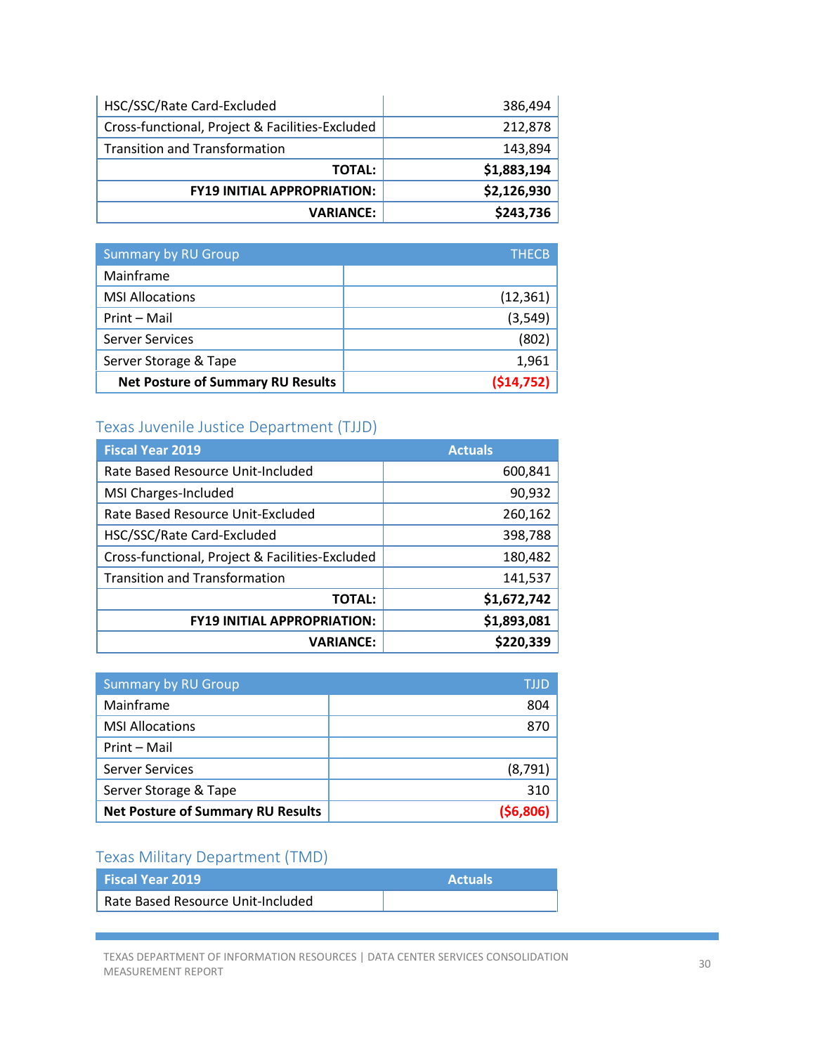| | |
|---|---|
| HSC/SSC/Rate Card-Excluded | 386,494 |
| Cross-functional, Project & Facilities-Excluded | 212,878 |
| Transition and Transformation | 143,894 |
| **TOTAL:** | **$1,883,194** |
| **FY19 INITIAL APPROPRIATION:** | **$2,126,930** |
| **VARIANCE:** | **$243,736** |

| Summary by RU Group | THECB |
|---|---|
| Mainframe | |
| MSI Allocations | (12,361) |
| Print – Mail | (3,549) |
| Server Services | (802) |
| Server Storage & Tape | 1,961 |
| **Net Posture of Summary RU Results** | **($14,752)** |

## Texas Juvenile Justice Department (TJJD)

| Fiscal Year 2019 | Actuals |
|---|---|
| Rate Based Resource Unit-Included | 600,841 |
| MSI Charges-Included | 90,932 |
| Rate Based Resource Unit-Excluded | 260,162 |
| HSC/SSC/Rate Card-Excluded | 398,788 |
| Cross-functional, Project & Facilities-Excluded | 180,482 |
| Transition and Transformation | 141,537 |
| **TOTAL:** | **$1,672,742** |
| **FY19 INITIAL APPROPRIATION:** | **$1,893,081** |
| **VARIANCE:** | **$220,339** |

| Summary by RU Group | TJJD |
|---|---|
| Mainframe | 804 |
| MSI Allocations | 870 |
| Print – Mail | |
| Server Services | (8,791) |
| Server Storage & Tape | 310 |
| **Net Posture of Summary RU Results** | **($6,806)** |

## Texas Military Department (TMD)

| Fiscal Year 2019 | Actuals |
|---|---|
| Rate Based Resource Unit-Included | |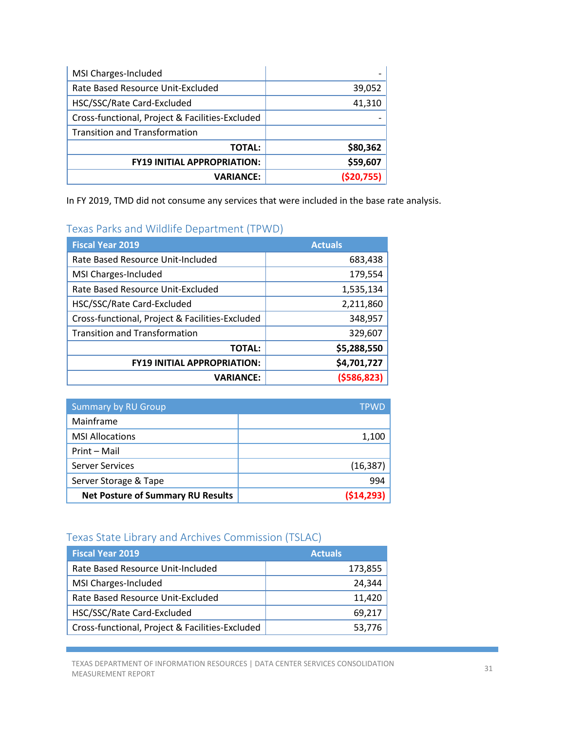| | |
|---|---|
| MSI Charges-Included | - |
| Rate Based Resource Unit-Excluded | 39,052 |
| HSC/SSC/Rate Card-Excluded | 41,310 |
| Cross-functional, Project & Facilities-Excluded | - |
| Transition and Transformation | |
| **TOTAL:** | **$80,362** |
| **FY19 INITIAL APPROPRIATION:** | **$59,607** |
| **VARIANCE:** | **($20,755)** |

In FY 2019, TMD did not consume any services that were included in the base rate analysis.

## Texas Parks and Wildlife Department (TPWD)

| Fiscal Year 2019 | Actuals |
|---|---|
| Rate Based Resource Unit-Included | 683,438 |
| MSI Charges-Included | 179,554 |
| Rate Based Resource Unit-Excluded | 1,535,134 |
| HSC/SSC/Rate Card-Excluded | 2,211,860 |
| Cross-functional, Project & Facilities-Excluded | 348,957 |
| Transition and Transformation | 329,607 |
| **TOTAL:** | **$5,288,550** |
| **FY19 INITIAL APPROPRIATION:** | **$4,701,727** |
| **VARIANCE:** | **($586,823)** |

| Summary by RU Group | TPWD |
|---|---|
| Mainframe | |
| MSI Allocations | 1,100 |
| Print – Mail | |
| Server Services | (16,387) |
| Server Storage & Tape | 994 |
| **Net Posture of Summary RU Results** | **($14,293)** |

## Texas State Library and Archives Commission (TSLAC)

| Fiscal Year 2019 | Actuals |
|---|---|
| Rate Based Resource Unit-Included | 173,855 |
| MSI Charges-Included | 24,344 |
| Rate Based Resource Unit-Excluded | 11,420 |
| HSC/SSC/Rate Card-Excluded | 69,217 |
| Cross-functional, Project & Facilities-Excluded | 53,776 |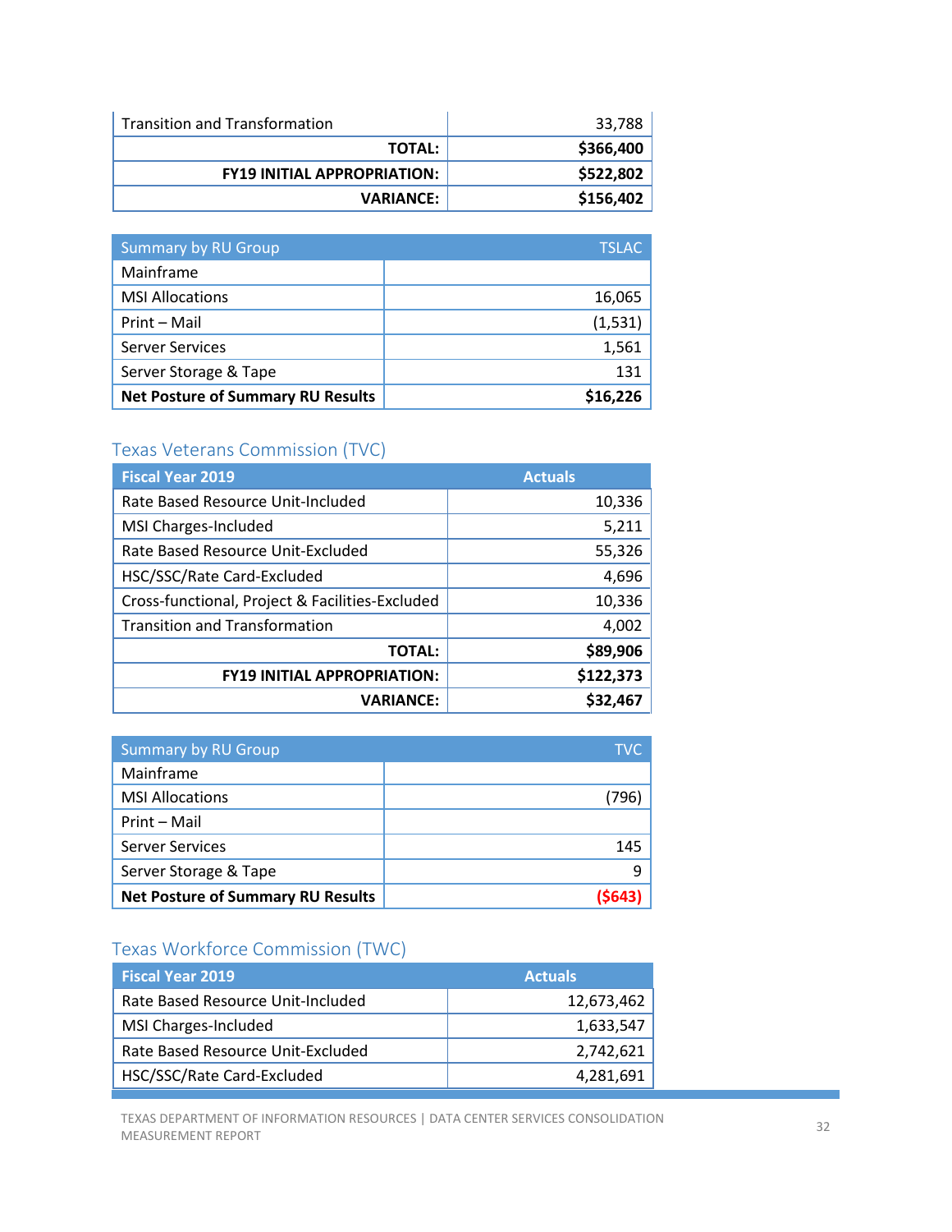| | |
|---|---|
| Transition and Transformation | 33,788 |
| **TOTAL:** | **$366,400** |
| **FY19 INITIAL APPROPRIATION:** | **$522,802** |
| **VARIANCE:** | **$156,402** |

| Summary by RU Group | TSLAC |
|---|---|
| Mainframe | |
| MSI Allocations | 16,065 |
| Print – Mail | (1,531) |
| Server Services | 1,561 |
| Server Storage & Tape | 131 |
| **Net Posture of Summary RU Results** | **$16,226** |

## Texas Veterans Commission (TVC)

| Fiscal Year 2019 | Actuals |
|---|---|
| Rate Based Resource Unit-Included | 10,336 |
| MSI Charges-Included | 5,211 |
| Rate Based Resource Unit-Excluded | 55,326 |
| HSC/SSC/Rate Card-Excluded | 4,696 |
| Cross-functional, Project & Facilities-Excluded | 10,336 |
| Transition and Transformation | 4,002 |
| **TOTAL:** | **$89,906** |
| **FY19 INITIAL APPROPRIATION:** | **$122,373** |
| **VARIANCE:** | **$32,467** |

| Summary by RU Group | TVC |
|---|---|
| Mainframe | |
| MSI Allocations | (796) |
| Print – Mail | |
| Server Services | 145 |
| Server Storage & Tape | 9 |
| **Net Posture of Summary RU Results** | **($643)** |

## Texas Workforce Commission (TWC)

| Fiscal Year 2019 | Actuals |
|---|---|
| Rate Based Resource Unit-Included | 12,673,462 |
| MSI Charges-Included | 1,633,547 |
| Rate Based Resource Unit-Excluded | 2,742,621 |
| HSC/SSC/Rate Card-Excluded | 4,281,691 |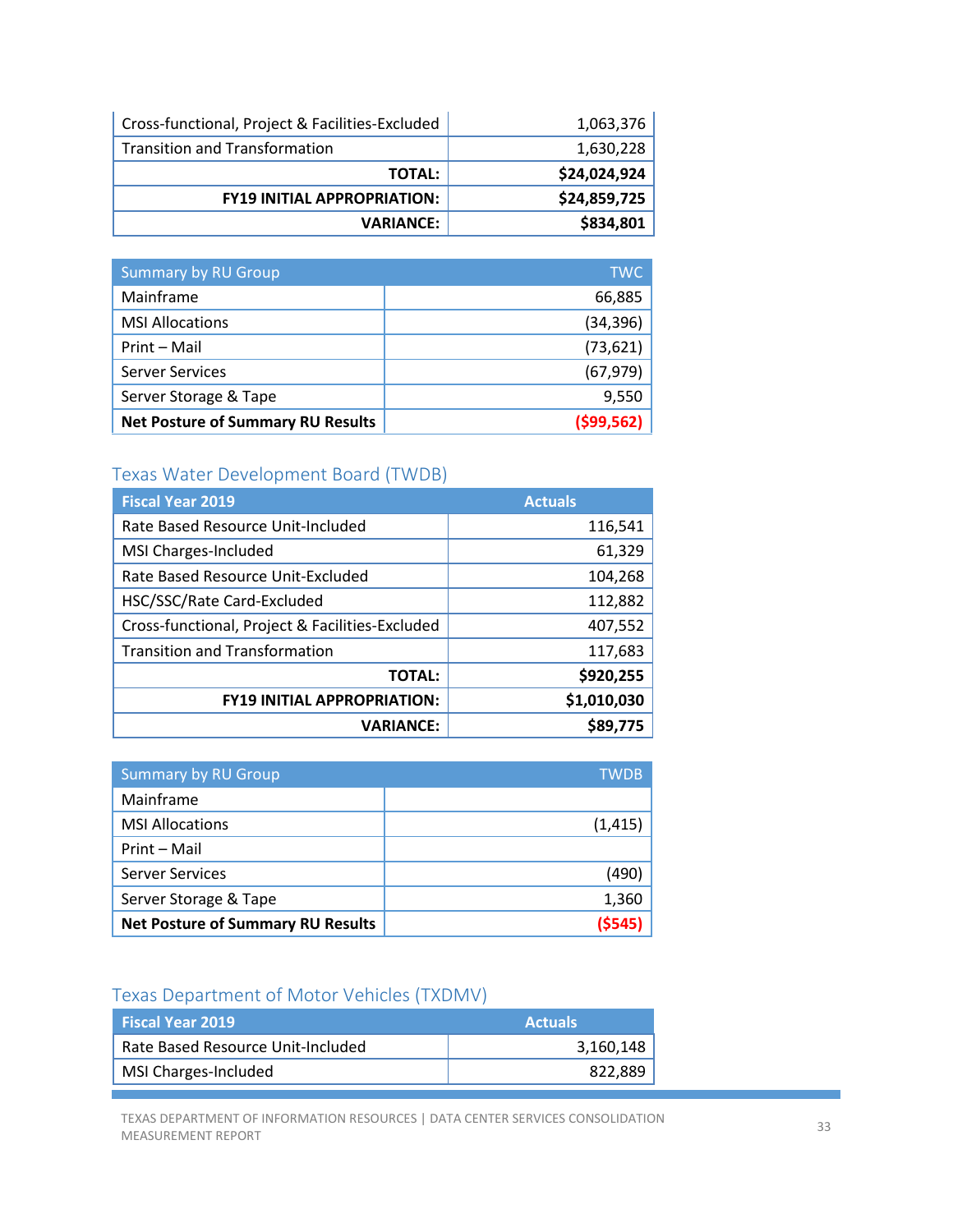| | |
|---|---|
| Cross-functional, Project & Facilities-Excluded | 1,063,376 |
| Transition and Transformation | 1,630,228 |
| **TOTAL:** | **$24,024,924** |
| **FY19 INITIAL APPROPRIATION:** | **$24,859,725** |
| **VARIANCE:** | **$834,801** |

| Summary by RU Group | TWC |
|---|---|
| Mainframe | 66,885 |
| MSI Allocations | (34,396) |
| Print – Mail | (73,621) |
| Server Services | (67,979) |
| Server Storage & Tape | 9,550 |
| **Net Posture of Summary RU Results** | **($99,562)** |

## Texas Water Development Board (TWDB)

| Fiscal Year 2019 | Actuals |
|---|---|
| Rate Based Resource Unit-Included | 116,541 |
| MSI Charges-Included | 61,329 |
| Rate Based Resource Unit-Excluded | 104,268 |
| HSC/SSC/Rate Card-Excluded | 112,882 |
| Cross-functional, Project & Facilities-Excluded | 407,552 |
| Transition and Transformation | 117,683 |
| **TOTAL:** | **$920,255** |
| **FY19 INITIAL APPROPRIATION:** | **$1,010,030** |
| **VARIANCE:** | **$89,775** |

| Summary by RU Group | TWDB |
|---|---|
| Mainframe | |
| MSI Allocations | (1,415) |
| Print – Mail | |
| Server Services | (490) |
| Server Storage & Tape | 1,360 |
| **Net Posture of Summary RU Results** | **($545)** |

## Texas Department of Motor Vehicles (TXDMV)

| Fiscal Year 2019 | Actuals |
|---|---|
| Rate Based Resource Unit-Included | 3,160,148 |
| MSI Charges-Included | 822,889 |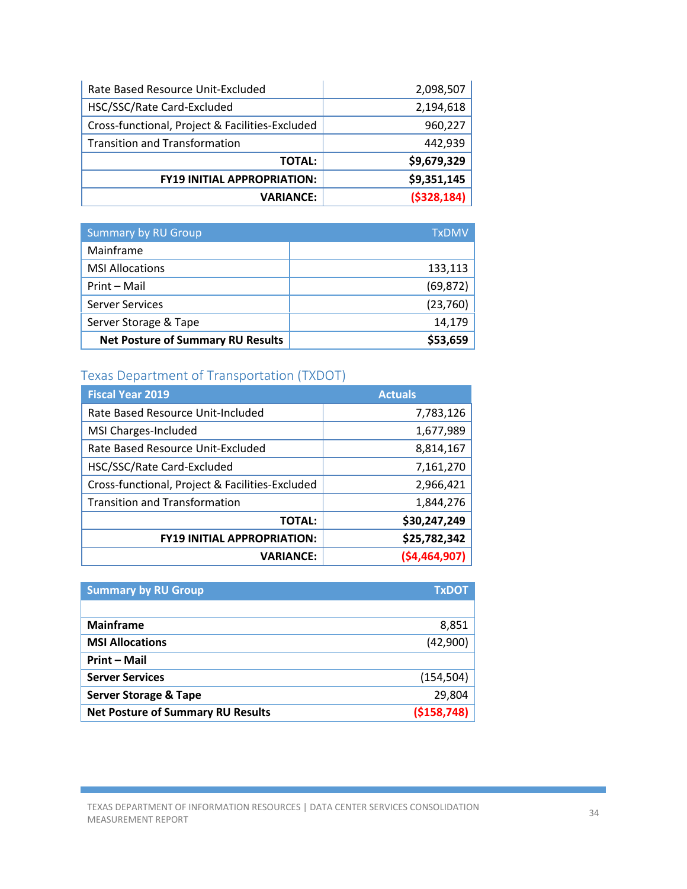| | |
|---|---|
| Rate Based Resource Unit-Excluded | 2,098,507 |
| HSC/SSC/Rate Card-Excluded | 2,194,618 |
| Cross-functional, Project & Facilities-Excluded | 960,227 |
| Transition and Transformation | 442,939 |
| **TOTAL:** | **$9,679,329** |
| **FY19 INITIAL APPROPRIATION:** | **$9,351,145** |
| **VARIANCE:** | **($328,184)** |

| Summary by RU Group | TxDMV |
|---|---|
| Mainframe | |
| MSI Allocations | 133,113 |
| Print – Mail | (69,872) |
| Server Services | (23,760) |
| Server Storage & Tape | 14,179 |
| **Net Posture of Summary RU Results** | **$53,659** |

## Texas Department of Transportation (TXDOT)

| Fiscal Year 2019 | Actuals |
|---|---|
| Rate Based Resource Unit-Included | 7,783,126 |
| MSI Charges-Included | 1,677,989 |
| Rate Based Resource Unit-Excluded | 8,814,167 |
| HSC/SSC/Rate Card-Excluded | 7,161,270 |
| Cross-functional, Project & Facilities-Excluded | 2,966,421 |
| Transition and Transformation | 1,844,276 |
| **TOTAL:** | **$30,247,249** |
| **FY19 INITIAL APPROPRIATION:** | **$25,782,342** |
| **VARIANCE:** | **($4,464,907)** |

| Summary by RU Group | TxDOT |
|---|---|
| | |
| **Mainframe** | 8,851 |
| **MSI Allocations** | (42,900) |
| **Print – Mail** | |
| **Server Services** | (154,504) |
| **Server Storage & Tape** | 29,804 |
| **Net Posture of Summary RU Results** | **($158,748)** |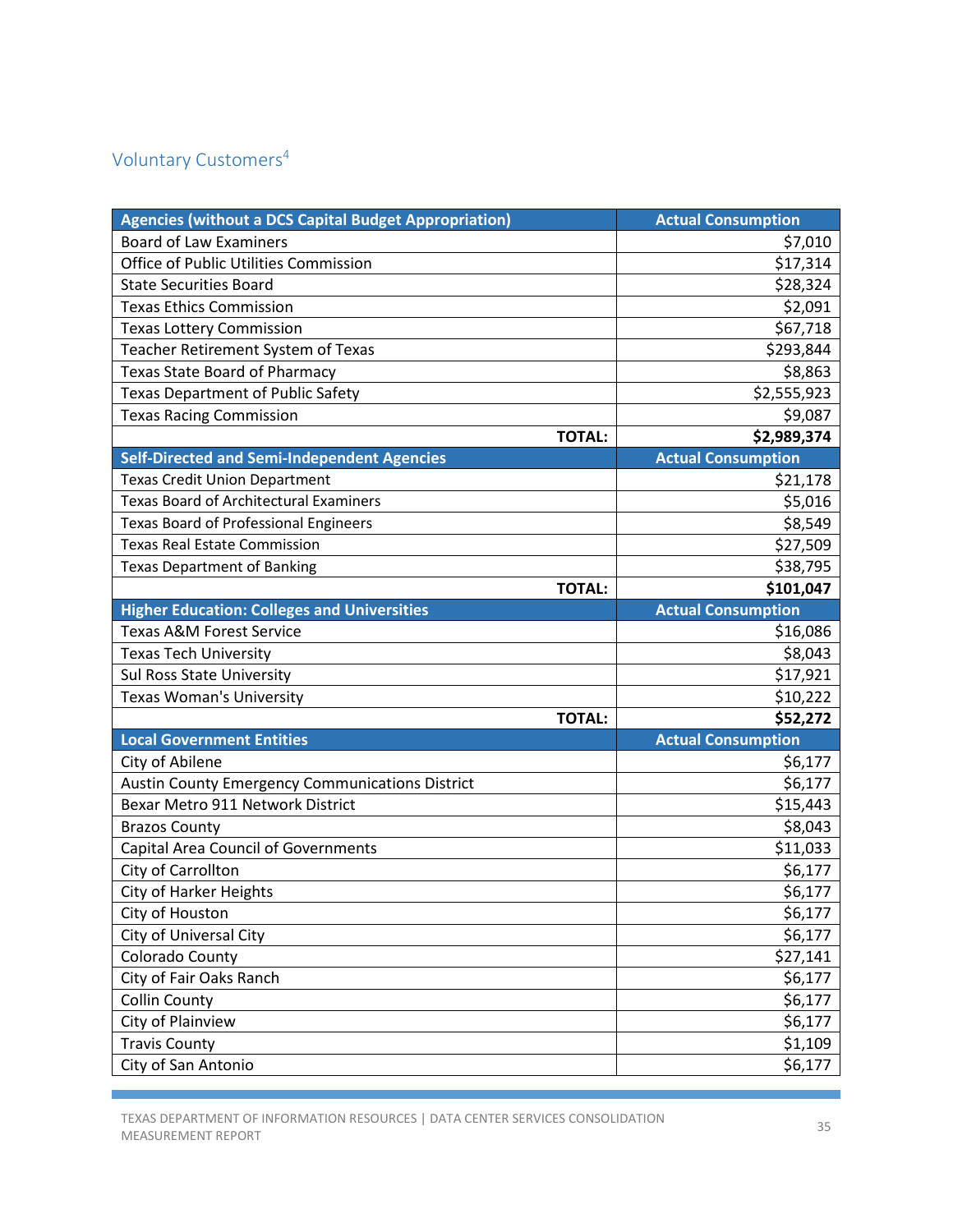## Voluntary Customers[4]

| Agencies (without a DCS Capital Budget Appropriation) | Actual Consumption |
|---|---|
| Board of Law Examiners | $7,010 |
| Office of Public Utilities Commission | $17,314 |
| State Securities Board | $28,324 |
| Texas Ethics Commission | $2,091 |
| Texas Lottery Commission | $67,718 |
| Teacher Retirement System of Texas | $293,844 |
| Texas State Board of Pharmacy | $8,863 |
| Texas Department of Public Safety | $2,555,923 |
| Texas Racing Commission | $9,087 |
| **TOTAL:** | **$2,989,374** |
| **Self-Directed and Semi-Independent Agencies** | **Actual Consumption** |
| Texas Credit Union Department | $21,178 |
| Texas Board of Architectural Examiners | $5,016 |
| Texas Board of Professional Engineers | $8,549 |
| Texas Real Estate Commission | $27,509 |
| Texas Department of Banking | $38,795 |
| **TOTAL:** | **$101,047** |
| **Higher Education: Colleges and Universities** | **Actual Consumption** |
| Texas A&M Forest Service | $16,086 |
| Texas Tech University | $8,043 |
| Sul Ross State University | $17,921 |
| Texas Woman's University | $10,222 |
| **TOTAL:** | **$52,272** |
| **Local Government Entities** | **Actual Consumption** |
| City of Abilene | $6,177 |
| Austin County Emergency Communications District | $6,177 |
| Bexar Metro 911 Network District | $15,443 |
| Brazos County | $8,043 |
| Capital Area Council of Governments | $11,033 |
| City of Carrollton | $6,177 |
| City of Harker Heights | $6,177 |
| City of Houston | $6,177 |
| City of Universal City | $6,177 |
| Colorado County | $27,141 |
| City of Fair Oaks Ranch | $6,177 |
| Collin County | $6,177 |
| City of Plainview | $6,177 |
| Travis County | $1,109 |
| City of San Antonio | $6,177 |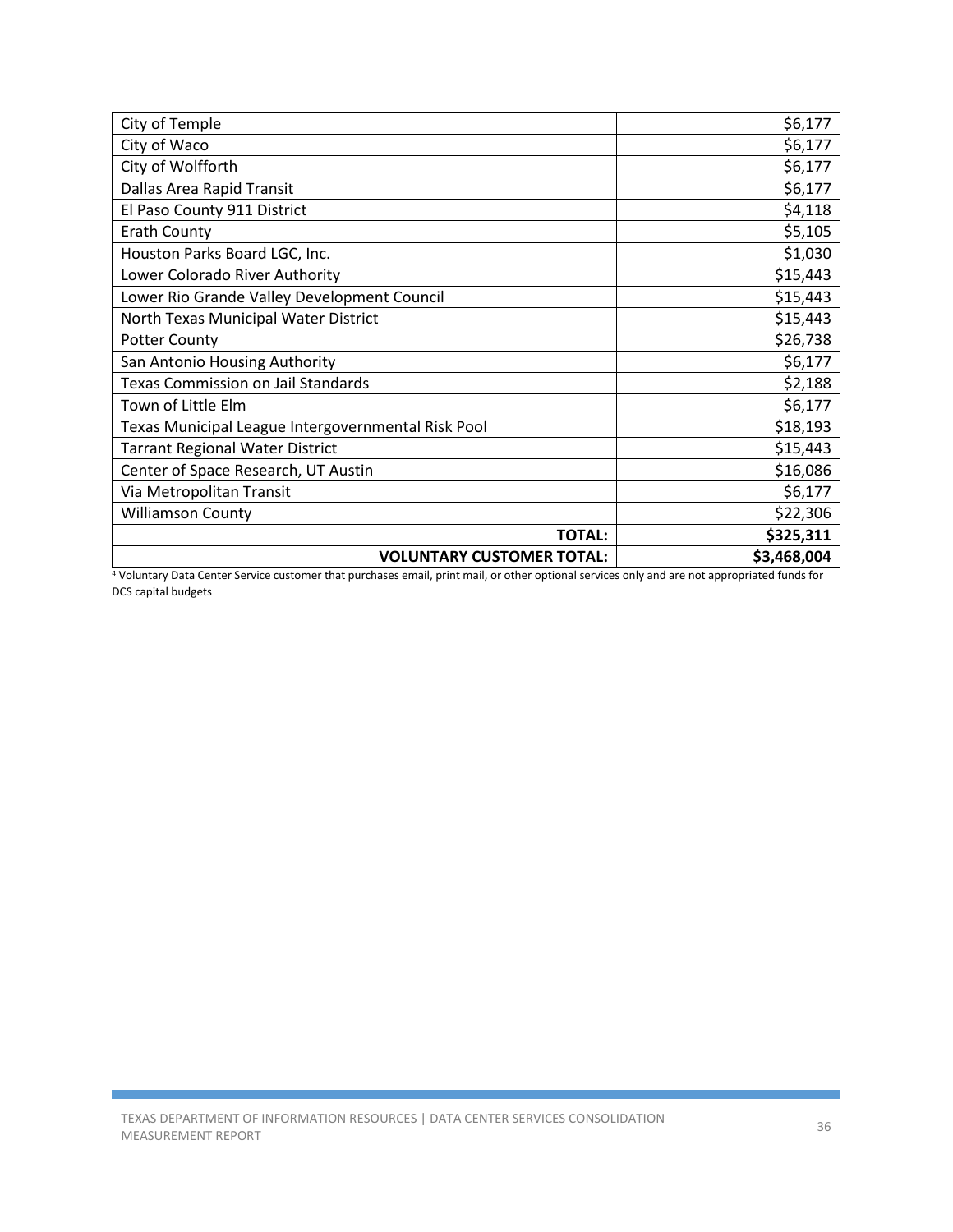| | |
|---|---|
| City of Temple | $6,177 |
| City of Waco | $6,177 |
| City of Wolfforth | $6,177 |
| Dallas Area Rapid Transit | $6,177 |
| El Paso County 911 District | $4,118 |
| Erath County | $5,105 |
| Houston Parks Board LGC, Inc. | $1,030 |
| Lower Colorado River Authority | $15,443 |
| Lower Rio Grande Valley Development Council | $15,443 |
| North Texas Municipal Water District | $15,443 |
| Potter County | $26,738 |
| San Antonio Housing Authority | $6,177 |
| Texas Commission on Jail Standards | $2,188 |
| Town of Little Elm | $6,177 |
| Texas Municipal League Intergovernmental Risk Pool | $18,193 |
| Tarrant Regional Water District | $15,443 |
| Center of Space Research, UT Austin | $16,086 |
| Via Metropolitan Transit | $6,177 |
| Williamson County | $22,306 |
| **TOTAL:** | **$325,311** |
| **VOLUNTARY CUSTOMER TOTAL:** | **$3,468,004** |

[4] Voluntary Data Center Service customer that purchases email, print mail, or other optional services only and are not appropriated funds for DCS capital budgets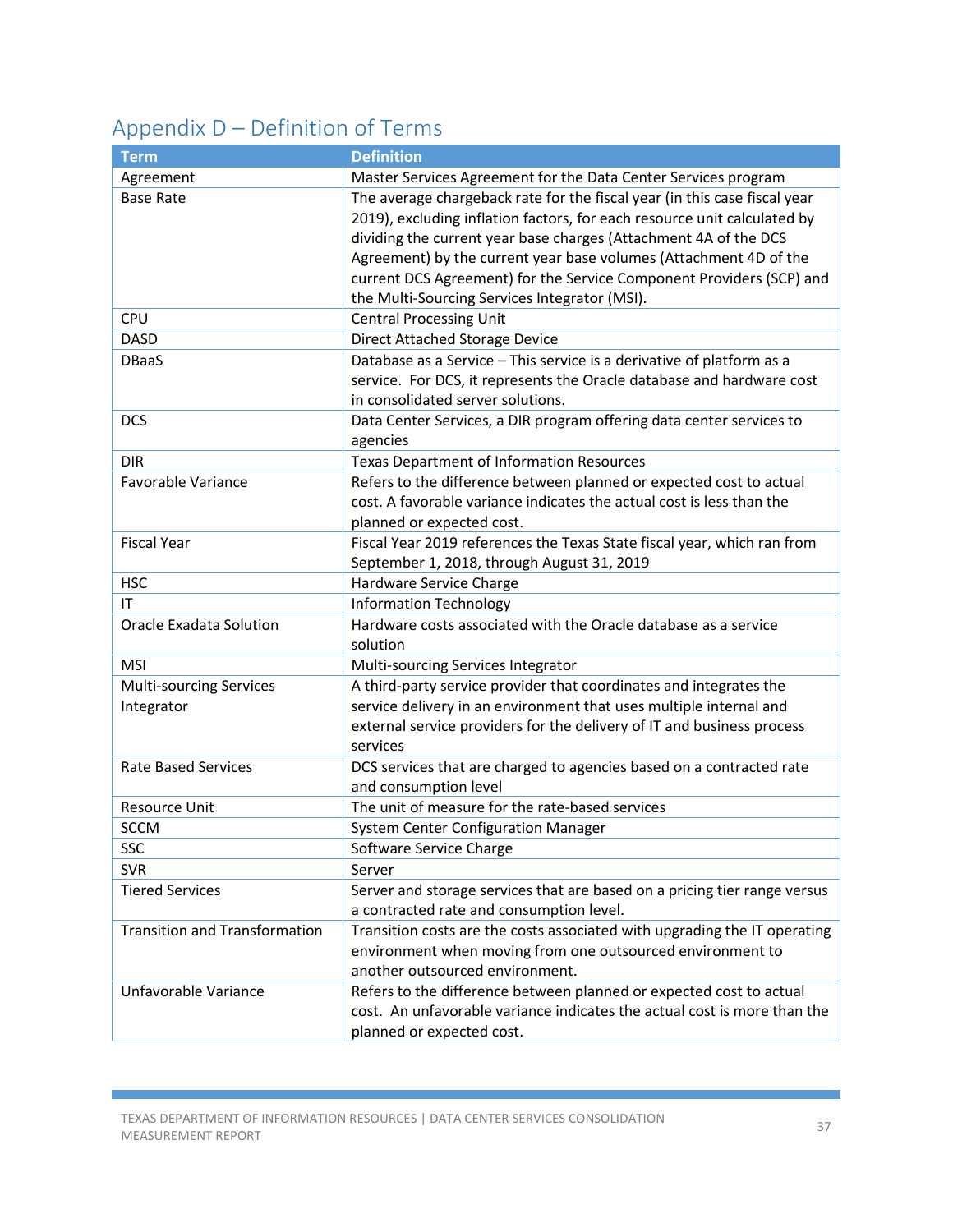# Appendix D – Definition of Terms

| Term | Definition |
|---|---|
| Agreement | Master Services Agreement for the Data Center Services program |
| Base Rate | The average chargeback rate for the fiscal year (in this case fiscal year 2019), excluding inflation factors, for each resource unit calculated by dividing the current year base charges (Attachment 4A of the DCS Agreement) by the current year base volumes (Attachment 4D of the current DCS Agreement) for the Service Component Providers (SCP) and the Multi-Sourcing Services Integrator (MSI). |
| CPU | Central Processing Unit |
| DASD | Direct Attached Storage Device |
| DBaaS | Database as a Service – This service is a derivative of platform as a service. For DCS, it represents the Oracle database and hardware cost in consolidated server solutions. |
| DCS | Data Center Services, a DIR program offering data center services to agencies |
| DIR | Texas Department of Information Resources |
| Favorable Variance | Refers to the difference between planned or expected cost to actual cost. A favorable variance indicates the actual cost is less than the planned or expected cost. |
| Fiscal Year | Fiscal Year 2019 references the Texas State fiscal year, which ran from September 1, 2018, through August 31, 2019 |
| HSC | Hardware Service Charge |
| IT | Information Technology |
| Oracle Exadata Solution | Hardware costs associated with the Oracle database as a service solution |
| MSI | Multi-sourcing Services Integrator |
| Multi-sourcing Services Integrator | A third-party service provider that coordinates and integrates the service delivery in an environment that uses multiple internal and external service providers for the delivery of IT and business process services |
| Rate Based Services | DCS services that are charged to agencies based on a contracted rate and consumption level |
| Resource Unit | The unit of measure for the rate-based services |
| SCCM | System Center Configuration Manager |
| SSC | Software Service Charge |
| SVR | Server |
| Tiered Services | Server and storage services that are based on a pricing tier range versus a contracted rate and consumption level. |
| Transition and Transformation | Transition costs are the costs associated with upgrading the IT operating environment when moving from one outsourced environment to another outsourced environment. |
| Unfavorable Variance | Refers to the difference between planned or expected cost to actual cost. An unfavorable variance indicates the actual cost is more than the planned or expected cost. |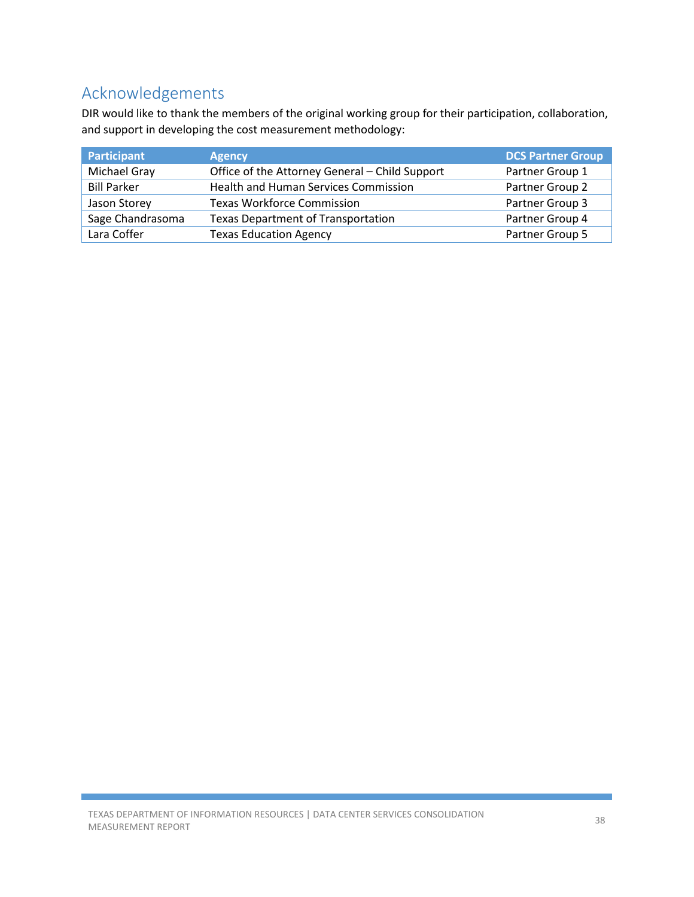## Acknowledgements

DIR would like to thank the members of the original working group for their participation, collaboration, and support in developing the cost measurement methodology:

| Participant | Agency | DCS Partner Group |
| --- | --- | --- |
| Michael Gray | Office of the Attorney General – Child Support | Partner Group 1 |
| Bill Parker | Health and Human Services Commission | Partner Group 2 |
| Jason Storey | Texas Workforce Commission | Partner Group 3 |
| Sage Chandrasoma | Texas Department of Transportation | Partner Group 4 |
| Lara Coffer | Texas Education Agency | Partner Group 5 |